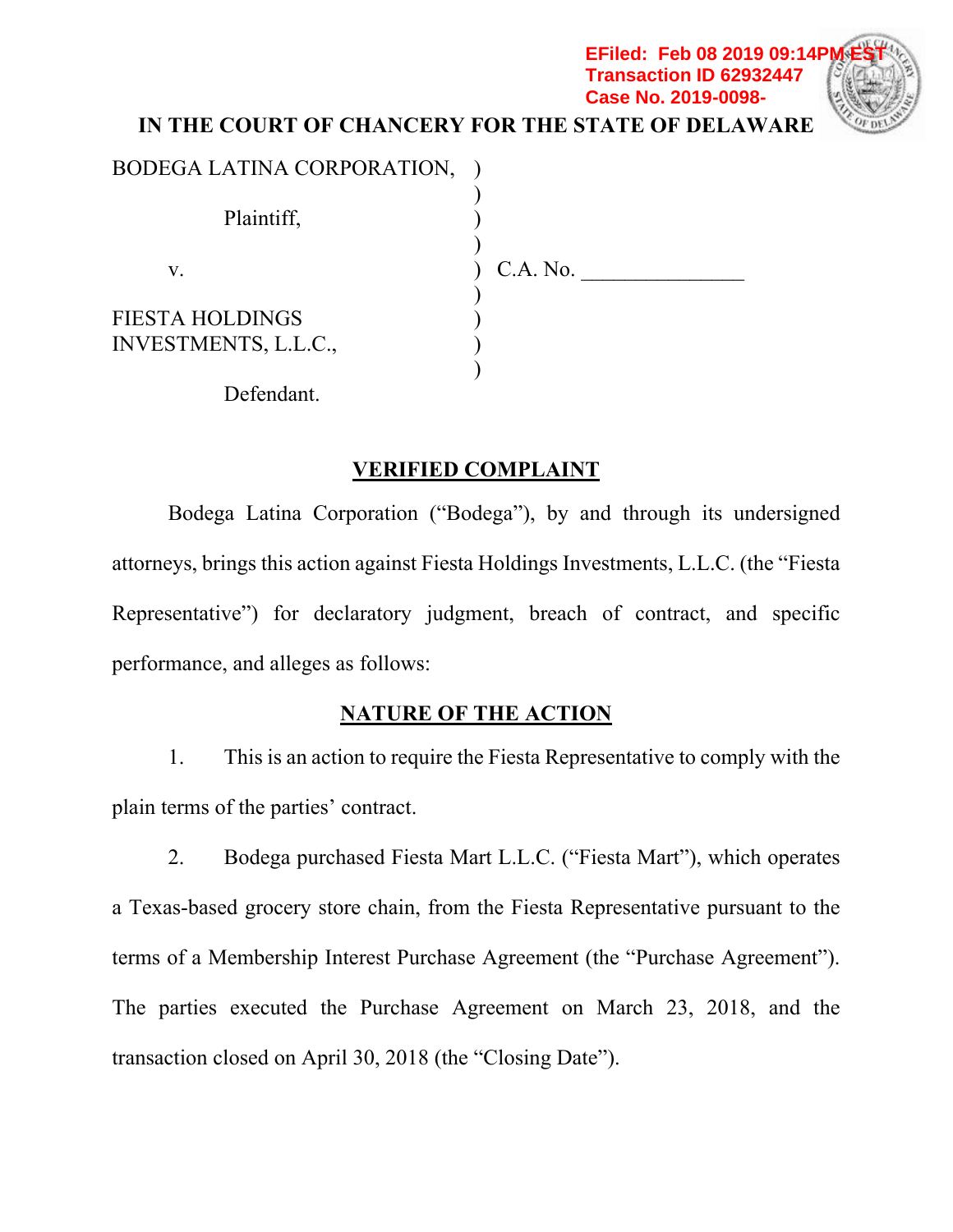EFiled: Feb 08 2019 09:14PM EST
Transaction ID 62932447
Case No. 2019-0098-

**IN THE COURT OF CHANCERY FOR THE STATE OF DELAWARE**

| | | |
|---|---|---|
| BODEGA LATINA CORPORATION, | ) | |
| | ) | |
| Plaintiff, | ) | |
| | ) | |
| v. | ) | C.A. No. _______________ |
| | ) | |
| FIESTA HOLDINGS INVESTMENTS, L.L.C., | ) | |
| | ) | |
| Defendant. | | |

## VERIFIED COMPLAINT

Bodega Latina Corporation ("Bodega"), by and through its undersigned attorneys, brings this action against Fiesta Holdings Investments, L.L.C. (the "Fiesta Representative") for declaratory judgment, breach of contract, and specific performance, and alleges as follows:

## NATURE OF THE ACTION

1. This is an action to require the Fiesta Representative to comply with the plain terms of the parties' contract.

2. Bodega purchased Fiesta Mart L.L.C. ("Fiesta Mart"), which operates a Texas-based grocery store chain, from the Fiesta Representative pursuant to the terms of a Membership Interest Purchase Agreement (the "Purchase Agreement"). The parties executed the Purchase Agreement on March 23, 2018, and the transaction closed on April 30, 2018 (the "Closing Date").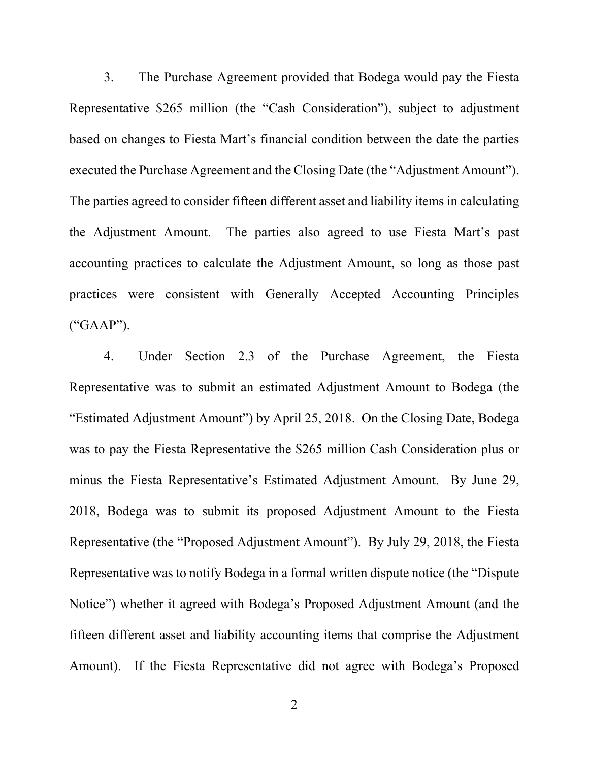3. The Purchase Agreement provided that Bodega would pay the Fiesta Representative $265 million (the "Cash Consideration"), subject to adjustment based on changes to Fiesta Mart's financial condition between the date the parties executed the Purchase Agreement and the Closing Date (the "Adjustment Amount"). The parties agreed to consider fifteen different asset and liability items in calculating the Adjustment Amount. The parties also agreed to use Fiesta Mart's past accounting practices to calculate the Adjustment Amount, so long as those past practices were consistent with Generally Accepted Accounting Principles ("GAAP").

4. Under Section 2.3 of the Purchase Agreement, the Fiesta Representative was to submit an estimated Adjustment Amount to Bodega (the "Estimated Adjustment Amount") by April 25, 2018. On the Closing Date, Bodega was to pay the Fiesta Representative the $265 million Cash Consideration plus or minus the Fiesta Representative's Estimated Adjustment Amount. By June 29, 2018, Bodega was to submit its proposed Adjustment Amount to the Fiesta Representative (the "Proposed Adjustment Amount"). By July 29, 2018, the Fiesta Representative was to notify Bodega in a formal written dispute notice (the "Dispute Notice") whether it agreed with Bodega's Proposed Adjustment Amount (and the fifteen different asset and liability accounting items that comprise the Adjustment Amount). If the Fiesta Representative did not agree with Bodega's Proposed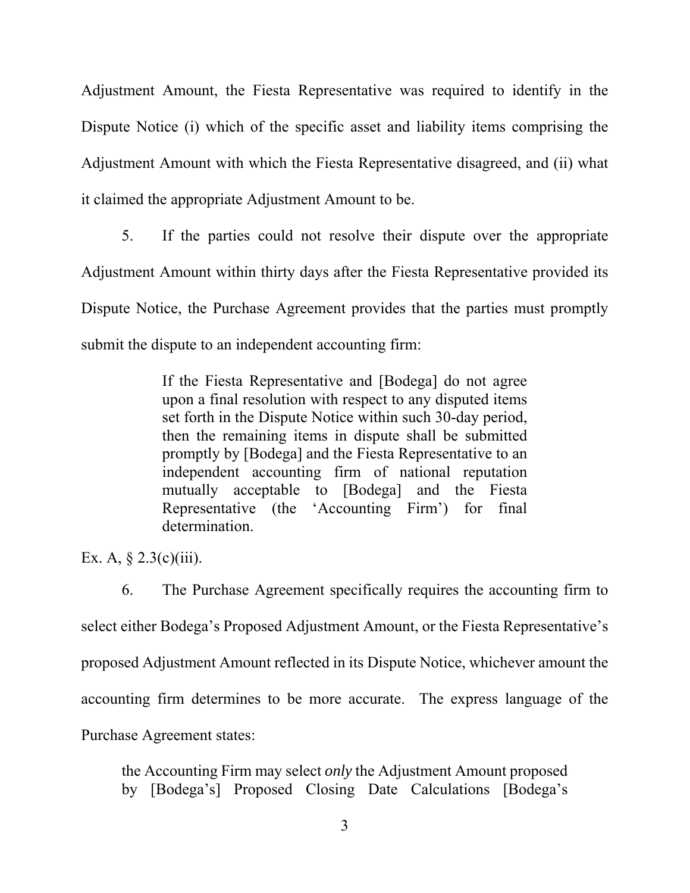Adjustment Amount, the Fiesta Representative was required to identify in the Dispute Notice (i) which of the specific asset and liability items comprising the Adjustment Amount with which the Fiesta Representative disagreed, and (ii) what it claimed the appropriate Adjustment Amount to be.

5. If the parties could not resolve their dispute over the appropriate Adjustment Amount within thirty days after the Fiesta Representative provided its Dispute Notice, the Purchase Agreement provides that the parties must promptly submit the dispute to an independent accounting firm:

> If the Fiesta Representative and [Bodega] do not agree upon a final resolution with respect to any disputed items set forth in the Dispute Notice within such 30-day period, then the remaining items in dispute shall be submitted promptly by [Bodega] and the Fiesta Representative to an independent accounting firm of national reputation mutually acceptable to [Bodega] and the Fiesta Representative (the 'Accounting Firm') for final determination.

Ex. A, § 2.3(c)(iii).

6. The Purchase Agreement specifically requires the accounting firm to select either Bodega's Proposed Adjustment Amount, or the Fiesta Representative's proposed Adjustment Amount reflected in its Dispute Notice, whichever amount the accounting firm determines to be more accurate. The express language of the Purchase Agreement states:

> the Accounting Firm may select *only* the Adjustment Amount proposed by [Bodega's] Proposed Closing Date Calculations [Bodega's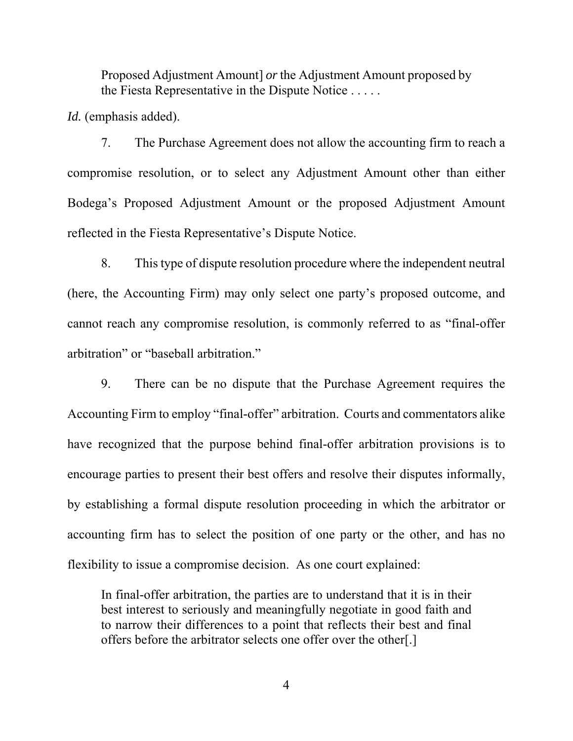> Proposed Adjustment Amount] *or* the Adjustment Amount proposed by the Fiesta Representative in the Dispute Notice . . . . .

*Id.* (emphasis added).

7. The Purchase Agreement does not allow the accounting firm to reach a compromise resolution, or to select any Adjustment Amount other than either Bodega's Proposed Adjustment Amount or the proposed Adjustment Amount reflected in the Fiesta Representative's Dispute Notice.

8. This type of dispute resolution procedure where the independent neutral (here, the Accounting Firm) may only select one party's proposed outcome, and cannot reach any compromise resolution, is commonly referred to as "final-offer arbitration" or "baseball arbitration."

9. There can be no dispute that the Purchase Agreement requires the Accounting Firm to employ "final-offer" arbitration. Courts and commentators alike have recognized that the purpose behind final-offer arbitration provisions is to encourage parties to present their best offers and resolve their disputes informally, by establishing a formal dispute resolution proceeding in which the arbitrator or accounting firm has to select the position of one party or the other, and has no flexibility to issue a compromise decision. As one court explained:

> In final-offer arbitration, the parties are to understand that it is in their best interest to seriously and meaningfully negotiate in good faith and to narrow their differences to a point that reflects their best and final offers before the arbitrator selects one offer over the other[.]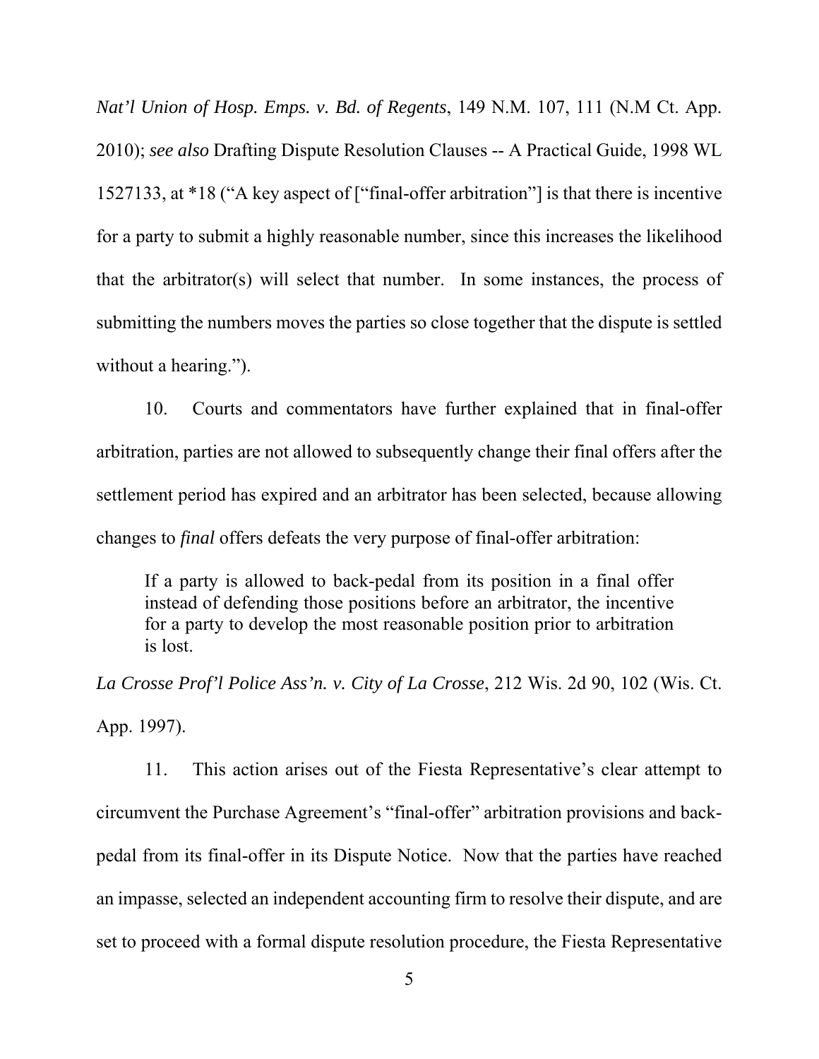*Nat'l Union of Hosp. Emps. v. Bd. of Regents*, 149 N.M. 107, 111 (N.M Ct. App. 2010); *see also* Drafting Dispute Resolution Clauses -- A Practical Guide, 1998 WL 1527133, at *18 ("A key aspect of ["final-offer arbitration"] is that there is incentive for a party to submit a highly reasonable number, since this increases the likelihood that the arbitrator(s) will select that number. In some instances, the process of submitting the numbers moves the parties so close together that the dispute is settled without a hearing.").

10. Courts and commentators have further explained that in final-offer arbitration, parties are not allowed to subsequently change their final offers after the settlement period has expired and an arbitrator has been selected, because allowing changes to *final* offers defeats the very purpose of final-offer arbitration:

> If a party is allowed to back-pedal from its position in a final offer instead of defending those positions before an arbitrator, the incentive for a party to develop the most reasonable position prior to arbitration is lost.

*La Crosse Prof'l Police Ass'n. v. City of La Crosse*, 212 Wis. 2d 90, 102 (Wis. Ct. App. 1997).

11. This action arises out of the Fiesta Representative's clear attempt to circumvent the Purchase Agreement's "final-offer" arbitration provisions and back-pedal from its final-offer in its Dispute Notice. Now that the parties have reached an impasse, selected an independent accounting firm to resolve their dispute, and are set to proceed with a formal dispute resolution procedure, the Fiesta Representative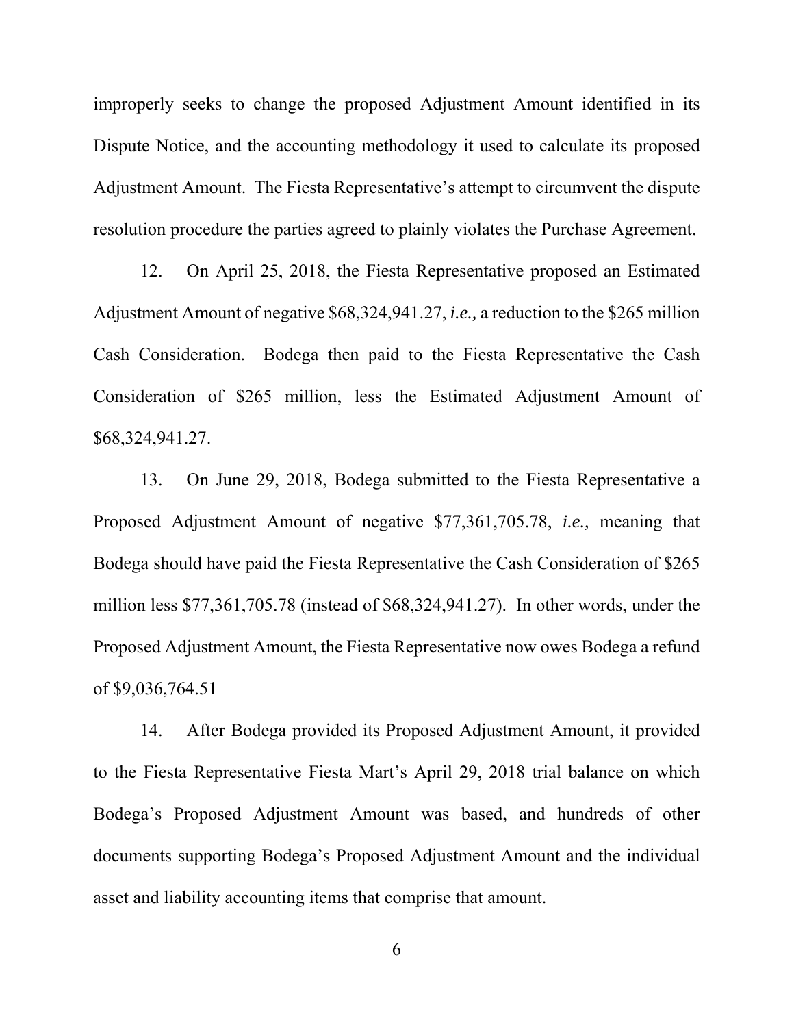improperly seeks to change the proposed Adjustment Amount identified in its Dispute Notice, and the accounting methodology it used to calculate its proposed Adjustment Amount. The Fiesta Representative's attempt to circumvent the dispute resolution procedure the parties agreed to plainly violates the Purchase Agreement.

12. On April 25, 2018, the Fiesta Representative proposed an Estimated Adjustment Amount of negative $68,324,941.27, *i.e.,* a reduction to the $265 million Cash Consideration. Bodega then paid to the Fiesta Representative the Cash Consideration of $265 million, less the Estimated Adjustment Amount of $68,324,941.27.

13. On June 29, 2018, Bodega submitted to the Fiesta Representative a Proposed Adjustment Amount of negative $77,361,705.78, *i.e.,* meaning that Bodega should have paid the Fiesta Representative the Cash Consideration of $265 million less $77,361,705.78 (instead of $68,324,941.27). In other words, under the Proposed Adjustment Amount, the Fiesta Representative now owes Bodega a refund of $9,036,764.51

14. After Bodega provided its Proposed Adjustment Amount, it provided to the Fiesta Representative Fiesta Mart's April 29, 2018 trial balance on which Bodega's Proposed Adjustment Amount was based, and hundreds of other documents supporting Bodega's Proposed Adjustment Amount and the individual asset and liability accounting items that comprise that amount.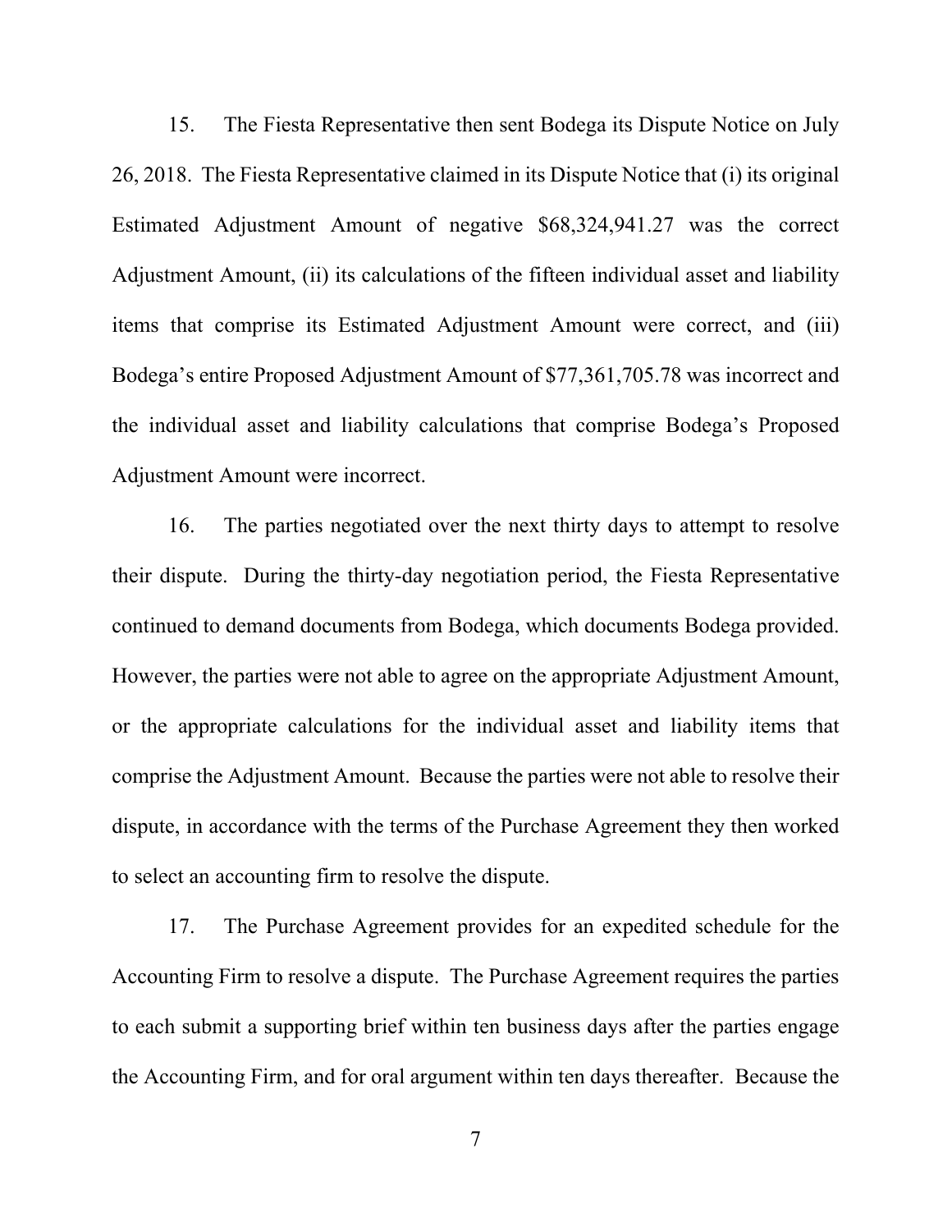15. The Fiesta Representative then sent Bodega its Dispute Notice on July 26, 2018. The Fiesta Representative claimed in its Dispute Notice that (i) its original Estimated Adjustment Amount of negative $68,324,941.27 was the correct Adjustment Amount, (ii) its calculations of the fifteen individual asset and liability items that comprise its Estimated Adjustment Amount were correct, and (iii) Bodega's entire Proposed Adjustment Amount of $77,361,705.78 was incorrect and the individual asset and liability calculations that comprise Bodega's Proposed Adjustment Amount were incorrect.

16. The parties negotiated over the next thirty days to attempt to resolve their dispute. During the thirty-day negotiation period, the Fiesta Representative continued to demand documents from Bodega, which documents Bodega provided. However, the parties were not able to agree on the appropriate Adjustment Amount, or the appropriate calculations for the individual asset and liability items that comprise the Adjustment Amount. Because the parties were not able to resolve their dispute, in accordance with the terms of the Purchase Agreement they then worked to select an accounting firm to resolve the dispute.

17. The Purchase Agreement provides for an expedited schedule for the Accounting Firm to resolve a dispute. The Purchase Agreement requires the parties to each submit a supporting brief within ten business days after the parties engage the Accounting Firm, and for oral argument within ten days thereafter. Because the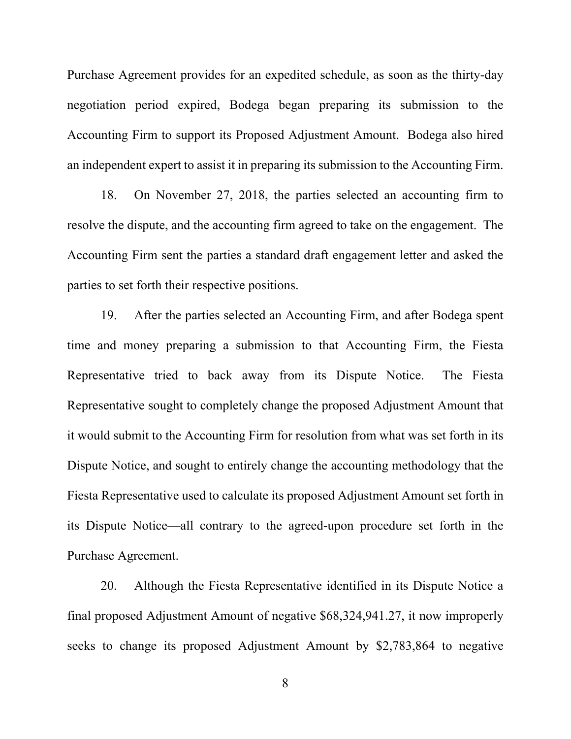Purchase Agreement provides for an expedited schedule, as soon as the thirty-day negotiation period expired, Bodega began preparing its submission to the Accounting Firm to support its Proposed Adjustment Amount. Bodega also hired an independent expert to assist it in preparing its submission to the Accounting Firm.

18. On November 27, 2018, the parties selected an accounting firm to resolve the dispute, and the accounting firm agreed to take on the engagement. The Accounting Firm sent the parties a standard draft engagement letter and asked the parties to set forth their respective positions.

19. After the parties selected an Accounting Firm, and after Bodega spent time and money preparing a submission to that Accounting Firm, the Fiesta Representative tried to back away from its Dispute Notice. The Fiesta Representative sought to completely change the proposed Adjustment Amount that it would submit to the Accounting Firm for resolution from what was set forth in its Dispute Notice, and sought to entirely change the accounting methodology that the Fiesta Representative used to calculate its proposed Adjustment Amount set forth in its Dispute Notice—all contrary to the agreed-upon procedure set forth in the Purchase Agreement.

20. Although the Fiesta Representative identified in its Dispute Notice a final proposed Adjustment Amount of negative $68,324,941.27, it now improperly seeks to change its proposed Adjustment Amount by $2,783,864 to negative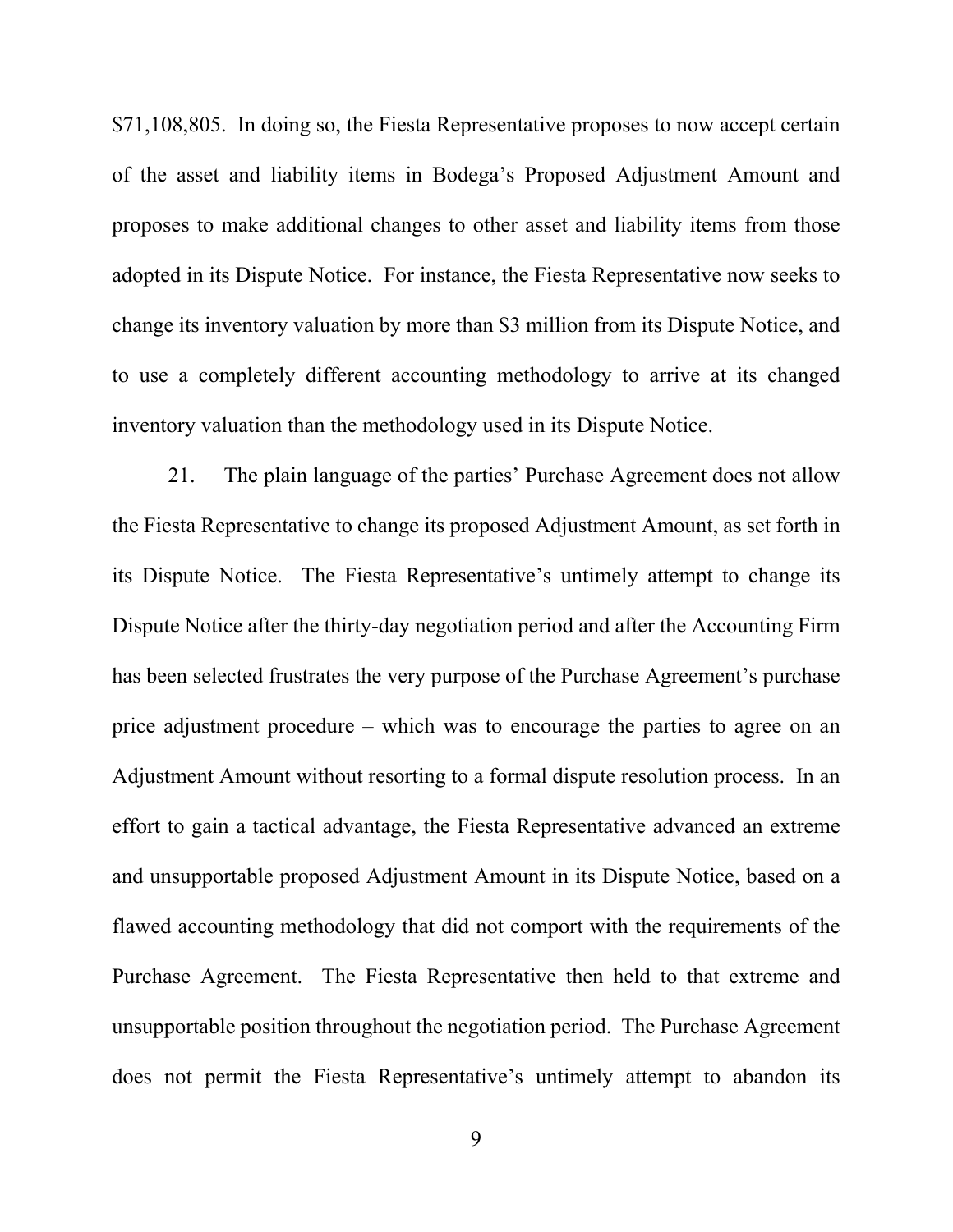$71,108,805. In doing so, the Fiesta Representative proposes to now accept certain of the asset and liability items in Bodega's Proposed Adjustment Amount and proposes to make additional changes to other asset and liability items from those adopted in its Dispute Notice. For instance, the Fiesta Representative now seeks to change its inventory valuation by more than $3 million from its Dispute Notice, and to use a completely different accounting methodology to arrive at its changed inventory valuation than the methodology used in its Dispute Notice.

21. The plain language of the parties' Purchase Agreement does not allow the Fiesta Representative to change its proposed Adjustment Amount, as set forth in its Dispute Notice. The Fiesta Representative's untimely attempt to change its Dispute Notice after the thirty-day negotiation period and after the Accounting Firm has been selected frustrates the very purpose of the Purchase Agreement's purchase price adjustment procedure – which was to encourage the parties to agree on an Adjustment Amount without resorting to a formal dispute resolution process. In an effort to gain a tactical advantage, the Fiesta Representative advanced an extreme and unsupportable proposed Adjustment Amount in its Dispute Notice, based on a flawed accounting methodology that did not comport with the requirements of the Purchase Agreement. The Fiesta Representative then held to that extreme and unsupportable position throughout the negotiation period. The Purchase Agreement does not permit the Fiesta Representative's untimely attempt to abandon its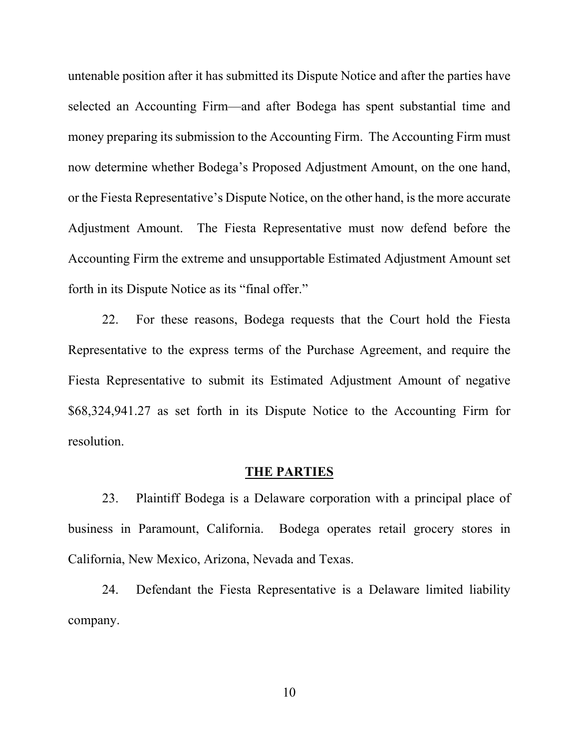untenable position after it has submitted its Dispute Notice and after the parties have selected an Accounting Firm—and after Bodega has spent substantial time and money preparing its submission to the Accounting Firm. The Accounting Firm must now determine whether Bodega's Proposed Adjustment Amount, on the one hand, or the Fiesta Representative's Dispute Notice, on the other hand, is the more accurate Adjustment Amount. The Fiesta Representative must now defend before the Accounting Firm the extreme and unsupportable Estimated Adjustment Amount set forth in its Dispute Notice as its "final offer."

22. For these reasons, Bodega requests that the Court hold the Fiesta Representative to the express terms of the Purchase Agreement, and require the Fiesta Representative to submit its Estimated Adjustment Amount of negative $68,324,941.27 as set forth in its Dispute Notice to the Accounting Firm for resolution.

## THE PARTIES

23. Plaintiff Bodega is a Delaware corporation with a principal place of business in Paramount, California. Bodega operates retail grocery stores in California, New Mexico, Arizona, Nevada and Texas.

24. Defendant the Fiesta Representative is a Delaware limited liability company.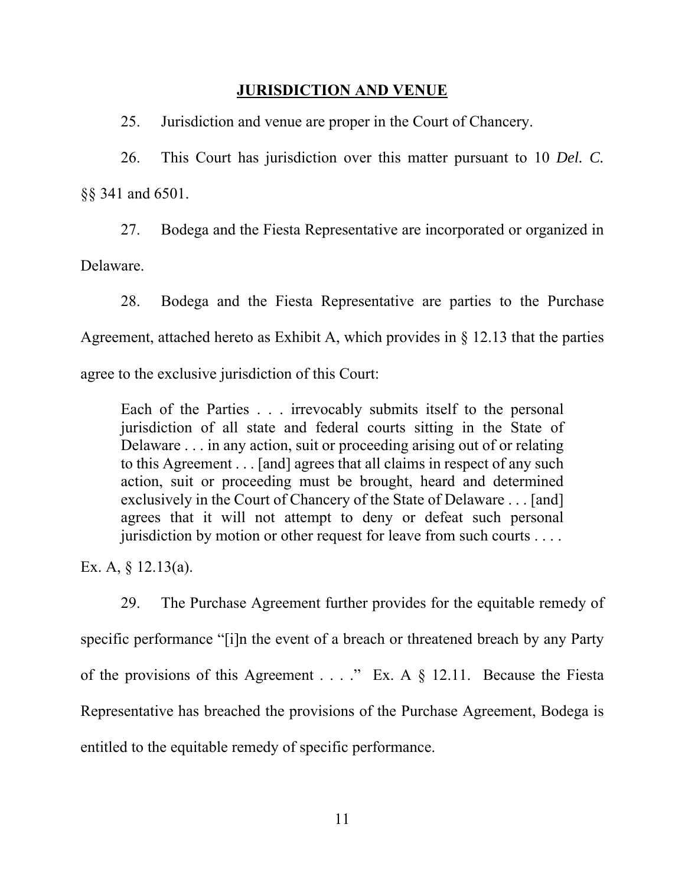## JURISDICTION AND VENUE

25. Jurisdiction and venue are proper in the Court of Chancery.

26. This Court has jurisdiction over this matter pursuant to 10 *Del. C.* §§ 341 and 6501.

27. Bodega and the Fiesta Representative are incorporated or organized in Delaware.

28. Bodega and the Fiesta Representative are parties to the Purchase Agreement, attached hereto as Exhibit A, which provides in § 12.13 that the parties agree to the exclusive jurisdiction of this Court:

> Each of the Parties . . . irrevocably submits itself to the personal jurisdiction of all state and federal courts sitting in the State of Delaware . . . in any action, suit or proceeding arising out of or relating to this Agreement . . . [and] agrees that all claims in respect of any such action, suit or proceeding must be brought, heard and determined exclusively in the Court of Chancery of the State of Delaware . . . [and] agrees that it will not attempt to deny or defeat such personal jurisdiction by motion or other request for leave from such courts . . . .

Ex. A, § 12.13(a).

29. The Purchase Agreement further provides for the equitable remedy of specific performance "[i]n the event of a breach or threatened breach by any Party of the provisions of this Agreement . . . ." Ex. A § 12.11. Because the Fiesta Representative has breached the provisions of the Purchase Agreement, Bodega is entitled to the equitable remedy of specific performance.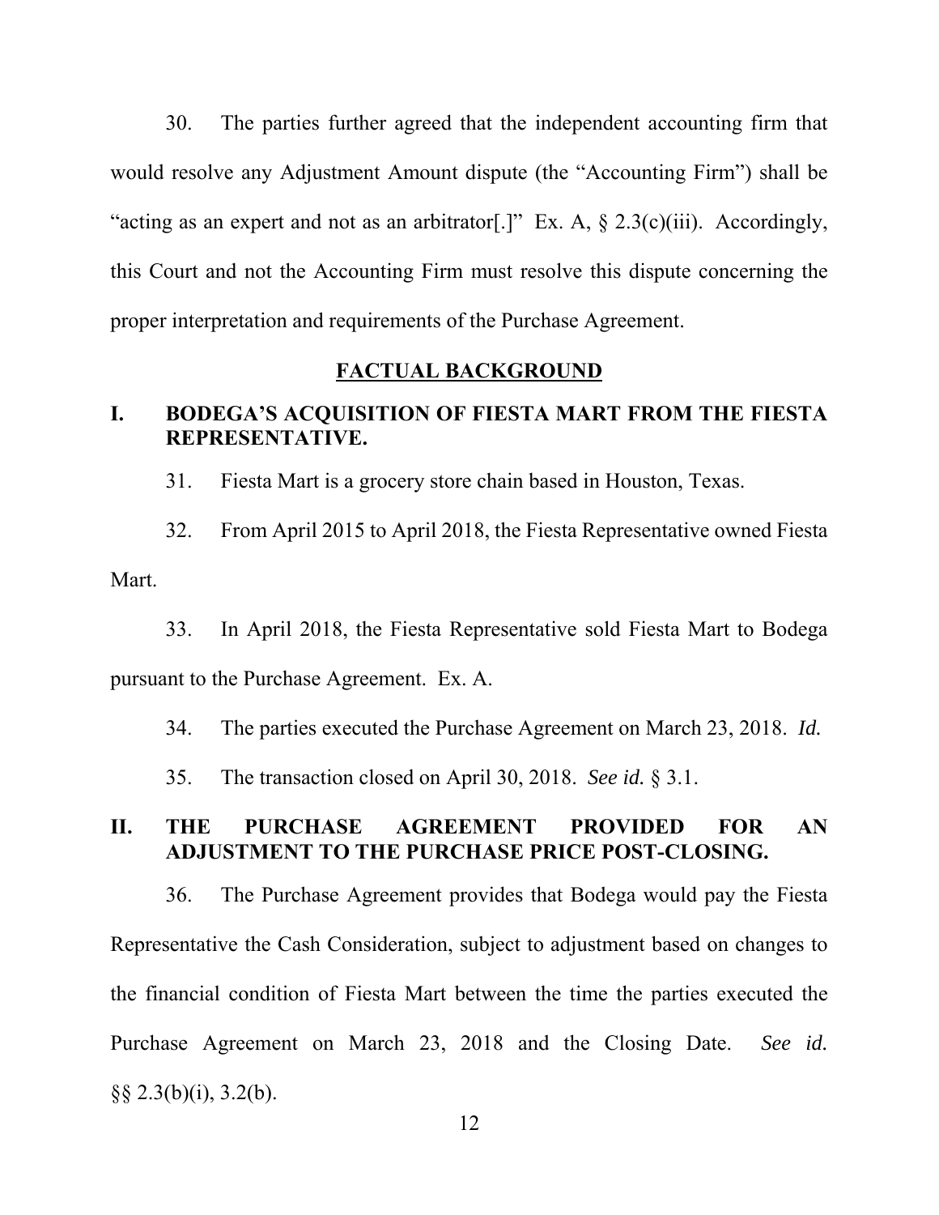30. The parties further agreed that the independent accounting firm that would resolve any Adjustment Amount dispute (the "Accounting Firm") shall be "acting as an expert and not as an arbitrator[.]" Ex. A, § 2.3(c)(iii). Accordingly, this Court and not the Accounting Firm must resolve this dispute concerning the proper interpretation and requirements of the Purchase Agreement.

## FACTUAL BACKGROUND

### I. BODEGA'S ACQUISITION OF FIESTA MART FROM THE FIESTA REPRESENTATIVE.

31. Fiesta Mart is a grocery store chain based in Houston, Texas.

32. From April 2015 to April 2018, the Fiesta Representative owned Fiesta Mart.

33. In April 2018, the Fiesta Representative sold Fiesta Mart to Bodega pursuant to the Purchase Agreement. Ex. A.

34. The parties executed the Purchase Agreement on March 23, 2018. *Id.*

35. The transaction closed on April 30, 2018. *See id.* § 3.1.

### II. THE PURCHASE AGREEMENT PROVIDED FOR AN ADJUSTMENT TO THE PURCHASE PRICE POST-CLOSING.

36. The Purchase Agreement provides that Bodega would pay the Fiesta Representative the Cash Consideration, subject to adjustment based on changes to the financial condition of Fiesta Mart between the time the parties executed the Purchase Agreement on March 23, 2018 and the Closing Date. *See id.* §§ 2.3(b)(i), 3.2(b).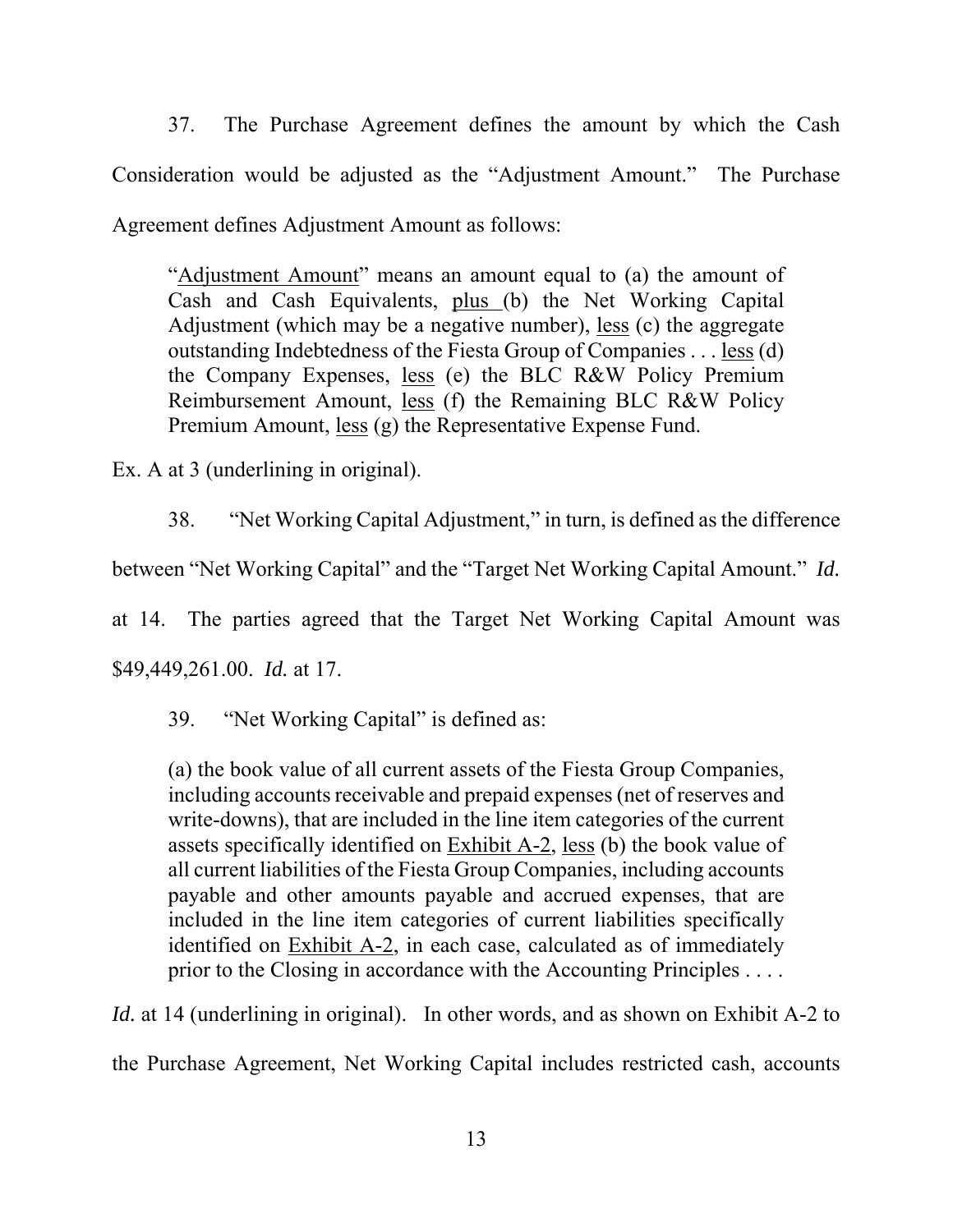37. The Purchase Agreement defines the amount by which the Cash Consideration would be adjusted as the "Adjustment Amount." The Purchase Agreement defines Adjustment Amount as follows:

> "Adjustment Amount" means an amount equal to (a) the amount of Cash and Cash Equivalents, plus (b) the Net Working Capital Adjustment (which may be a negative number), less (c) the aggregate outstanding Indebtedness of the Fiesta Group of Companies . . . less (d) the Company Expenses, less (e) the BLC R&W Policy Premium Reimbursement Amount, less (f) the Remaining BLC R&W Policy Premium Amount, less (g) the Representative Expense Fund.

Ex. A at 3 (underlining in original).

38. "Net Working Capital Adjustment," in turn, is defined as the difference between "Net Working Capital" and the "Target Net Working Capital Amount." *Id.* at 14. The parties agreed that the Target Net Working Capital Amount was $49,449,261.00. *Id.* at 17.

39. "Net Working Capital" is defined as:

> (a) the book value of all current assets of the Fiesta Group Companies, including accounts receivable and prepaid expenses (net of reserves and write-downs), that are included in the line item categories of the current assets specifically identified on Exhibit A-2, less (b) the book value of all current liabilities of the Fiesta Group Companies, including accounts payable and other amounts payable and accrued expenses, that are included in the line item categories of current liabilities specifically identified on Exhibit A-2, in each case, calculated as of immediately prior to the Closing in accordance with the Accounting Principles . . . .

*Id.* at 14 (underlining in original). In other words, and as shown on Exhibit A-2 to the Purchase Agreement, Net Working Capital includes restricted cash, accounts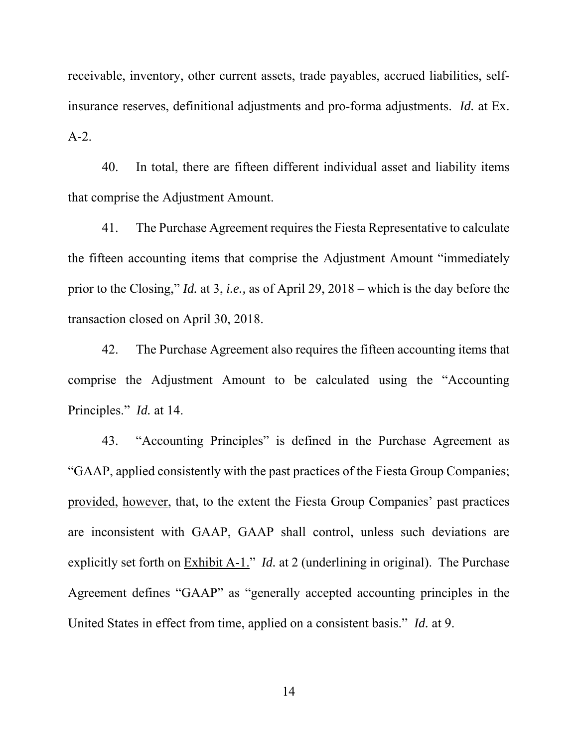receivable, inventory, other current assets, trade payables, accrued liabilities, self-insurance reserves, definitional adjustments and pro-forma adjustments. *Id.* at Ex. A-2.

40. In total, there are fifteen different individual asset and liability items that comprise the Adjustment Amount.

41. The Purchase Agreement requires the Fiesta Representative to calculate the fifteen accounting items that comprise the Adjustment Amount "immediately prior to the Closing," *Id.* at 3, *i.e.,* as of April 29, 2018 – which is the day before the transaction closed on April 30, 2018.

42. The Purchase Agreement also requires the fifteen accounting items that comprise the Adjustment Amount to be calculated using the "Accounting Principles." *Id.* at 14.

43. "Accounting Principles" is defined in the Purchase Agreement as "GAAP, applied consistently with the past practices of the Fiesta Group Companies; <u>provided</u>, <u>however</u>, that, to the extent the Fiesta Group Companies' past practices are inconsistent with GAAP, GAAP shall control, unless such deviations are explicitly set forth on <u>Exhibit A-1.</u>" *Id.* at 2 (underlining in original). The Purchase Agreement defines "GAAP" as "generally accepted accounting principles in the United States in effect from time, applied on a consistent basis." *Id.* at 9.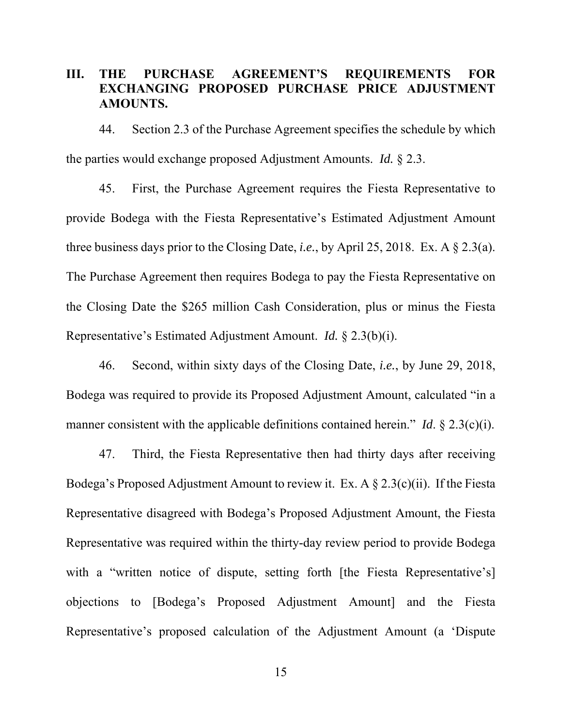## III. THE PURCHASE AGREEMENT'S REQUIREMENTS FOR EXCHANGING PROPOSED PURCHASE PRICE ADJUSTMENT AMOUNTS.

44. Section 2.3 of the Purchase Agreement specifies the schedule by which the parties would exchange proposed Adjustment Amounts. *Id.* § 2.3.

45. First, the Purchase Agreement requires the Fiesta Representative to provide Bodega with the Fiesta Representative's Estimated Adjustment Amount three business days prior to the Closing Date, *i.e.*, by April 25, 2018. Ex. A § 2.3(a). The Purchase Agreement then requires Bodega to pay the Fiesta Representative on the Closing Date the $265 million Cash Consideration, plus or minus the Fiesta Representative's Estimated Adjustment Amount. *Id.* § 2.3(b)(i).

46. Second, within sixty days of the Closing Date, *i.e.*, by June 29, 2018, Bodega was required to provide its Proposed Adjustment Amount, calculated "in a manner consistent with the applicable definitions contained herein." *Id*. § 2.3(c)(i).

47. Third, the Fiesta Representative then had thirty days after receiving Bodega's Proposed Adjustment Amount to review it. Ex. A § 2.3(c)(ii). If the Fiesta Representative disagreed with Bodega's Proposed Adjustment Amount, the Fiesta Representative was required within the thirty-day review period to provide Bodega with a "written notice of dispute, setting forth [the Fiesta Representative's] objections to [Bodega's Proposed Adjustment Amount] and the Fiesta Representative's proposed calculation of the Adjustment Amount (a 'Dispute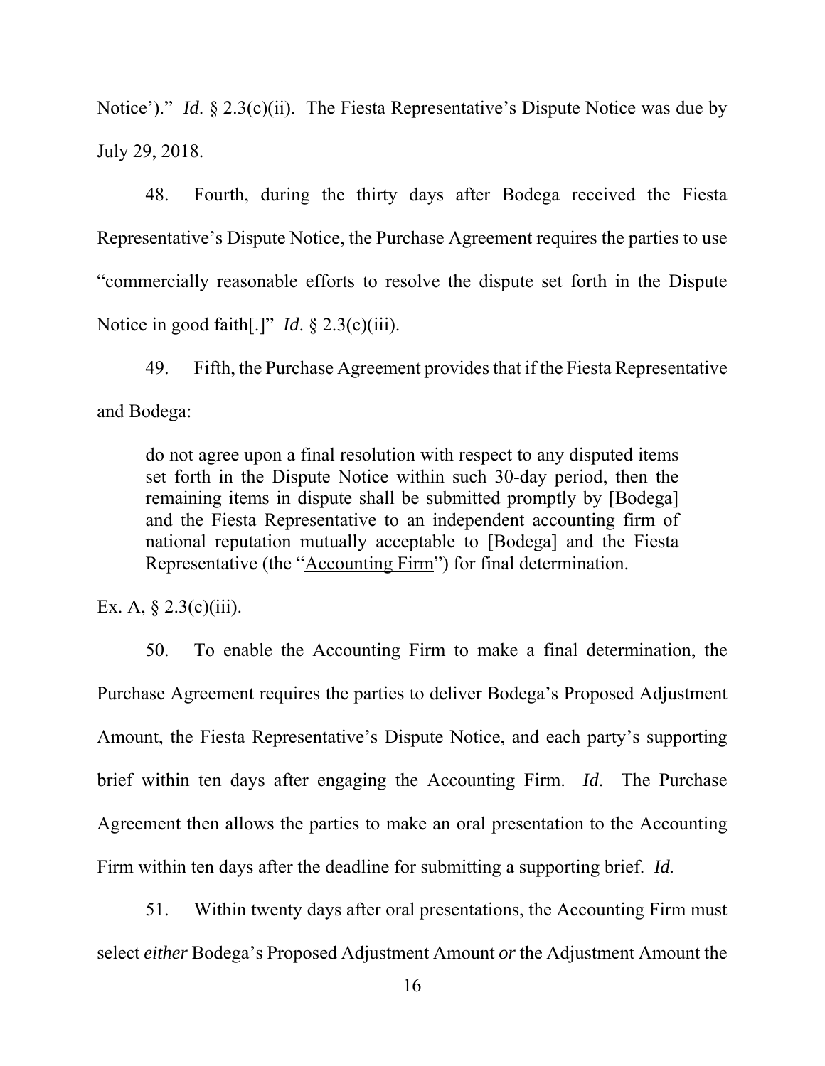Notice')." *Id*. § 2.3(c)(ii). The Fiesta Representative's Dispute Notice was due by July 29, 2018.

48. Fourth, during the thirty days after Bodega received the Fiesta Representative's Dispute Notice, the Purchase Agreement requires the parties to use "commercially reasonable efforts to resolve the dispute set forth in the Dispute Notice in good faith[.]" *Id*. § 2.3(c)(iii).

49. Fifth, the Purchase Agreement provides that if the Fiesta Representative and Bodega:

> do not agree upon a final resolution with respect to any disputed items set forth in the Dispute Notice within such 30-day period, then the remaining items in dispute shall be submitted promptly by [Bodega] and the Fiesta Representative to an independent accounting firm of national reputation mutually acceptable to [Bodega] and the Fiesta Representative (the "<u>Accounting Firm</u>") for final determination.

Ex. A, § 2.3(c)(iii).

50. To enable the Accounting Firm to make a final determination, the Purchase Agreement requires the parties to deliver Bodega's Proposed Adjustment Amount, the Fiesta Representative's Dispute Notice, and each party's supporting brief within ten days after engaging the Accounting Firm. *Id*. The Purchase Agreement then allows the parties to make an oral presentation to the Accounting Firm within ten days after the deadline for submitting a supporting brief. *Id.*

51. Within twenty days after oral presentations, the Accounting Firm must select *either* Bodega's Proposed Adjustment Amount *or* the Adjustment Amount the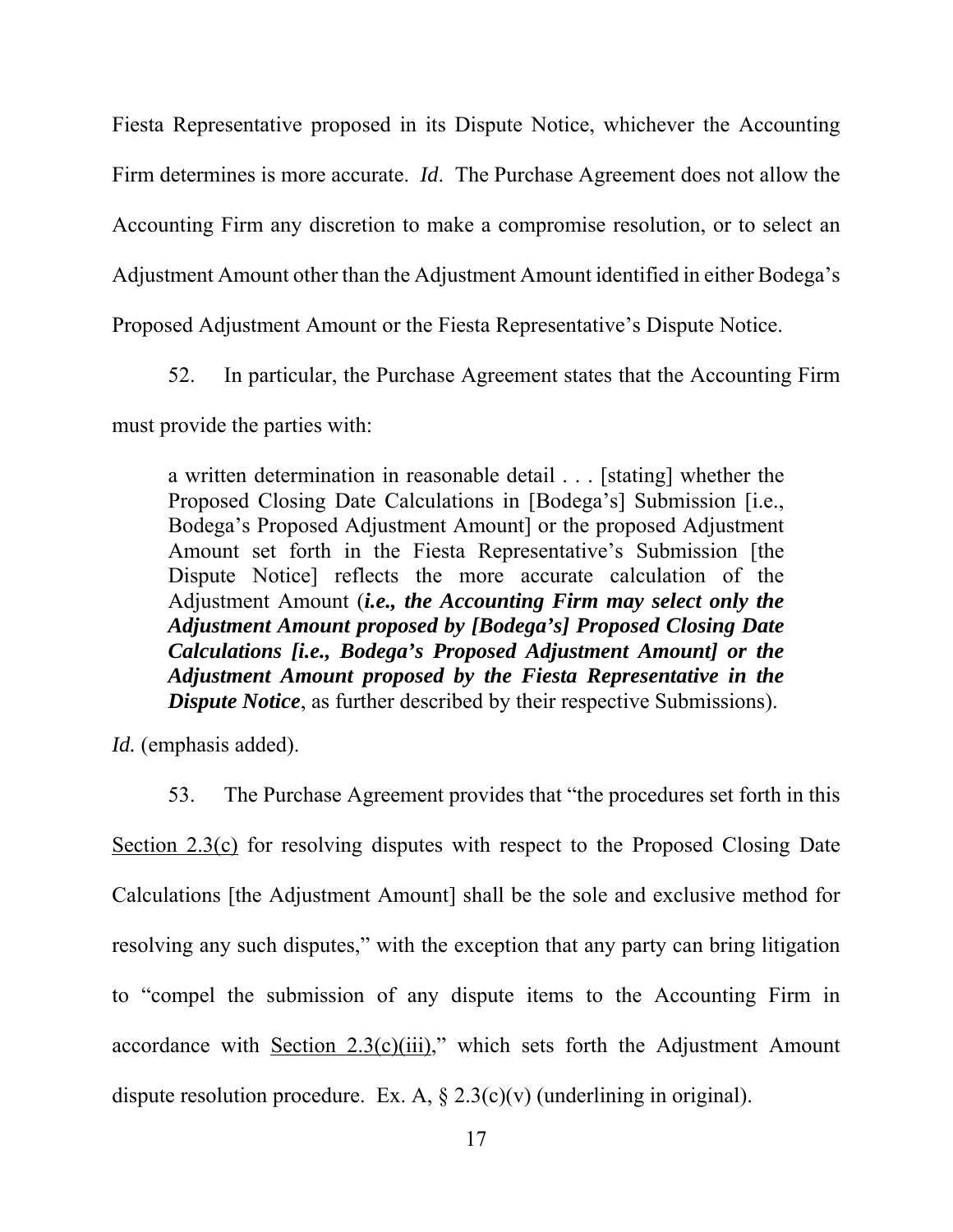Fiesta Representative proposed in its Dispute Notice, whichever the Accounting Firm determines is more accurate. *Id*. The Purchase Agreement does not allow the Accounting Firm any discretion to make a compromise resolution, or to select an Adjustment Amount other than the Adjustment Amount identified in either Bodega's Proposed Adjustment Amount or the Fiesta Representative's Dispute Notice.

52. In particular, the Purchase Agreement states that the Accounting Firm must provide the parties with:

> a written determination in reasonable detail . . . [stating] whether the Proposed Closing Date Calculations in [Bodega's] Submission [i.e., Bodega's Proposed Adjustment Amount] or the proposed Adjustment Amount set forth in the Fiesta Representative's Submission [the Dispute Notice] reflects the more accurate calculation of the Adjustment Amount (***i.e., the Accounting Firm may select only the Adjustment Amount proposed by [Bodega's] Proposed Closing Date Calculations [i.e., Bodega's Proposed Adjustment Amount] or the Adjustment Amount proposed by the Fiesta Representative in the Dispute Notice***, as further described by their respective Submissions).

*Id.* (emphasis added).

53. The Purchase Agreement provides that "the procedures set forth in this <u>Section 2.3(c)</u> for resolving disputes with respect to the Proposed Closing Date Calculations [the Adjustment Amount] shall be the sole and exclusive method for resolving any such disputes," with the exception that any party can bring litigation to "compel the submission of any dispute items to the Accounting Firm in accordance with <u>Section 2.3(c)(iii)</u>," which sets forth the Adjustment Amount dispute resolution procedure. Ex. A, § 2.3(c)(v) (underlining in original).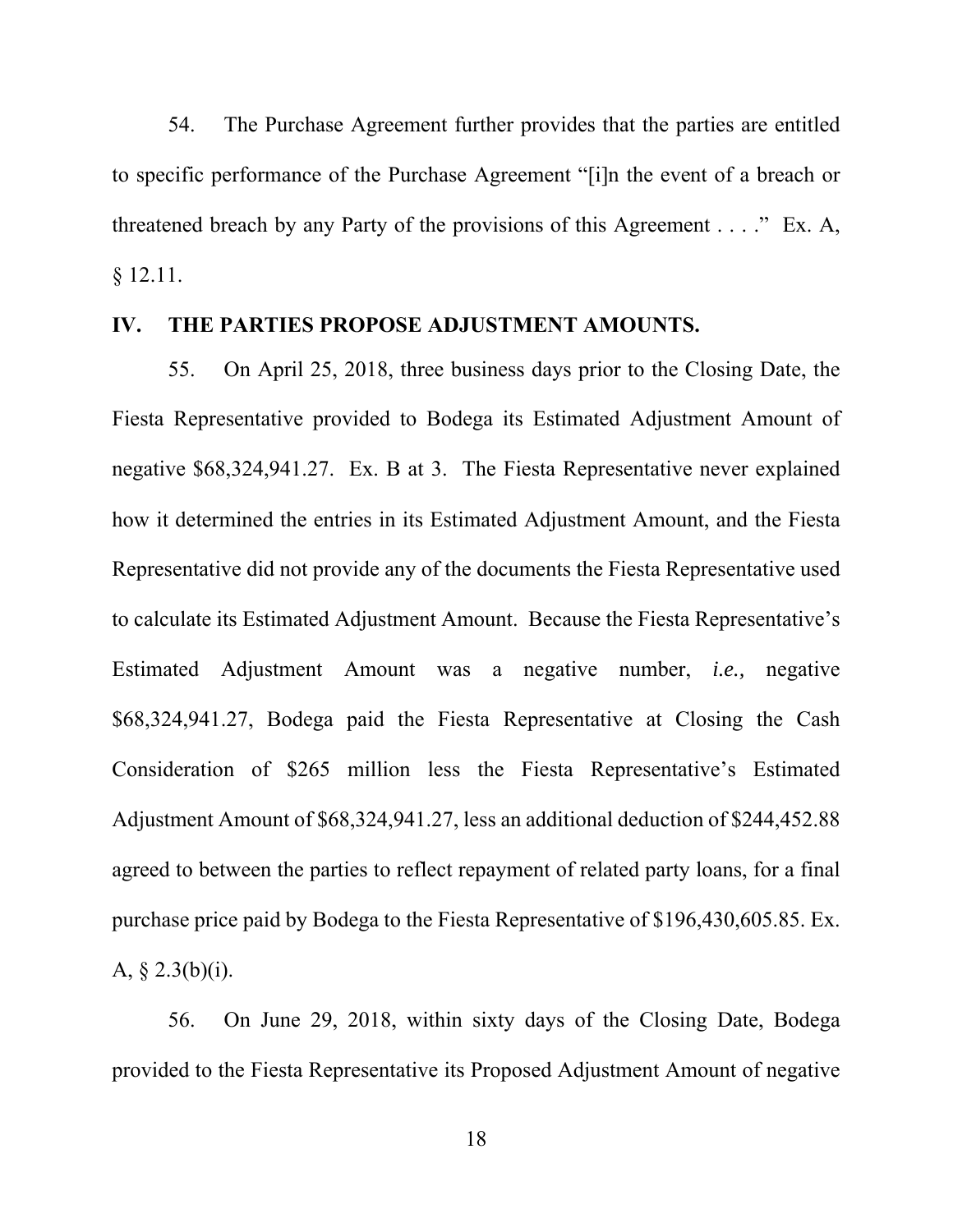54. The Purchase Agreement further provides that the parties are entitled to specific performance of the Purchase Agreement "[i]n the event of a breach or threatened breach by any Party of the provisions of this Agreement . . . ." Ex. A, § 12.11.

## IV. THE PARTIES PROPOSE ADJUSTMENT AMOUNTS.

55. On April 25, 2018, three business days prior to the Closing Date, the Fiesta Representative provided to Bodega its Estimated Adjustment Amount of negative $68,324,941.27. Ex. B at 3. The Fiesta Representative never explained how it determined the entries in its Estimated Adjustment Amount, and the Fiesta Representative did not provide any of the documents the Fiesta Representative used to calculate its Estimated Adjustment Amount. Because the Fiesta Representative's Estimated Adjustment Amount was a negative number, *i.e.,* negative $68,324,941.27, Bodega paid the Fiesta Representative at Closing the Cash Consideration of $265 million less the Fiesta Representative's Estimated Adjustment Amount of $68,324,941.27, less an additional deduction of $244,452.88 agreed to between the parties to reflect repayment of related party loans, for a final purchase price paid by Bodega to the Fiesta Representative of $196,430,605.85. Ex. A, § 2.3(b)(i).

56. On June 29, 2018, within sixty days of the Closing Date, Bodega provided to the Fiesta Representative its Proposed Adjustment Amount of negative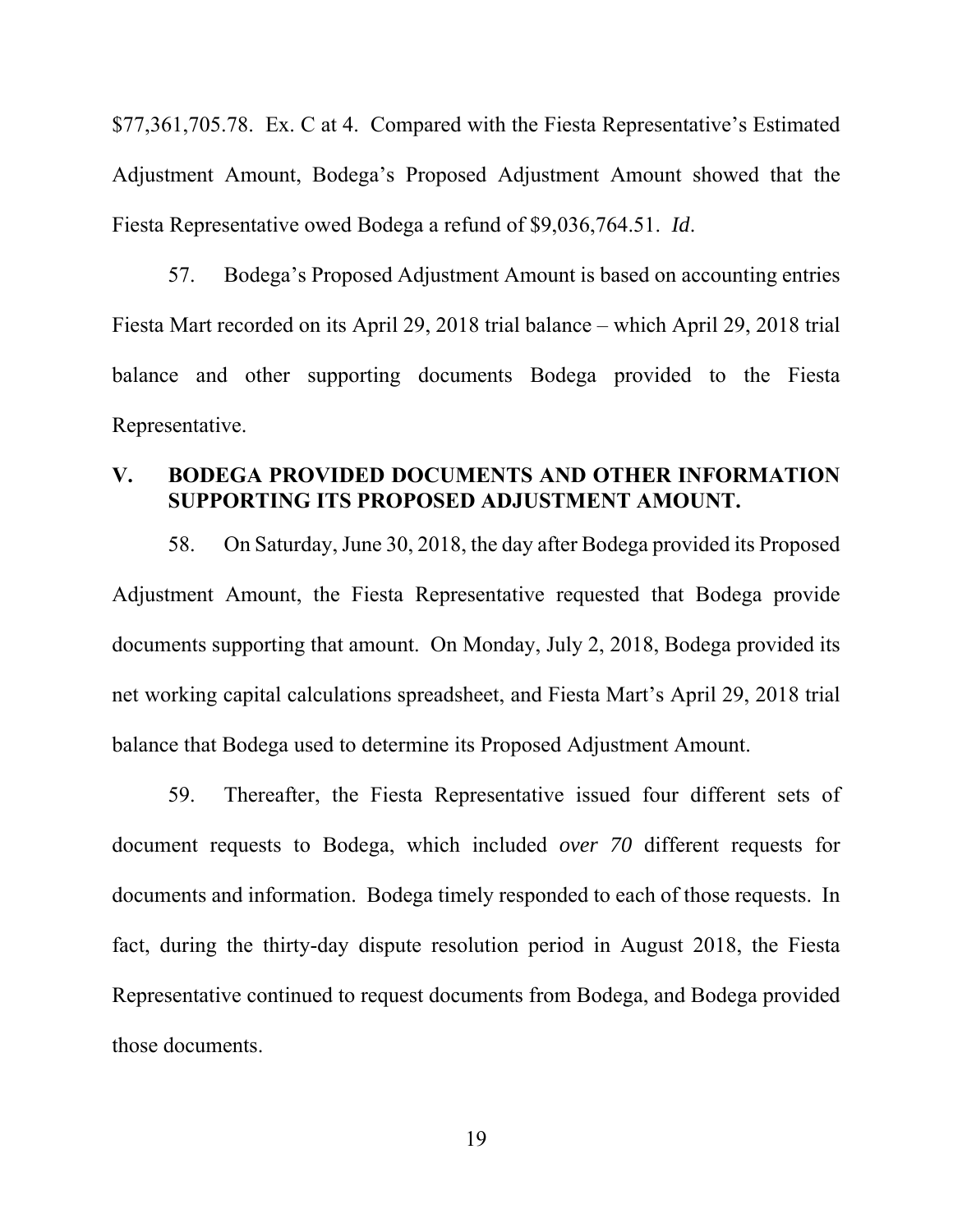$77,361,705.78. Ex. C at 4. Compared with the Fiesta Representative's Estimated Adjustment Amount, Bodega's Proposed Adjustment Amount showed that the Fiesta Representative owed Bodega a refund of $9,036,764.51. *Id*.

57. Bodega's Proposed Adjustment Amount is based on accounting entries Fiesta Mart recorded on its April 29, 2018 trial balance – which April 29, 2018 trial balance and other supporting documents Bodega provided to the Fiesta Representative.

## V. BODEGA PROVIDED DOCUMENTS AND OTHER INFORMATION SUPPORTING ITS PROPOSED ADJUSTMENT AMOUNT.

58. On Saturday, June 30, 2018, the day after Bodega provided its Proposed Adjustment Amount, the Fiesta Representative requested that Bodega provide documents supporting that amount. On Monday, July 2, 2018, Bodega provided its net working capital calculations spreadsheet, and Fiesta Mart's April 29, 2018 trial balance that Bodega used to determine its Proposed Adjustment Amount.

59. Thereafter, the Fiesta Representative issued four different sets of document requests to Bodega, which included *over 70* different requests for documents and information. Bodega timely responded to each of those requests. In fact, during the thirty-day dispute resolution period in August 2018, the Fiesta Representative continued to request documents from Bodega, and Bodega provided those documents.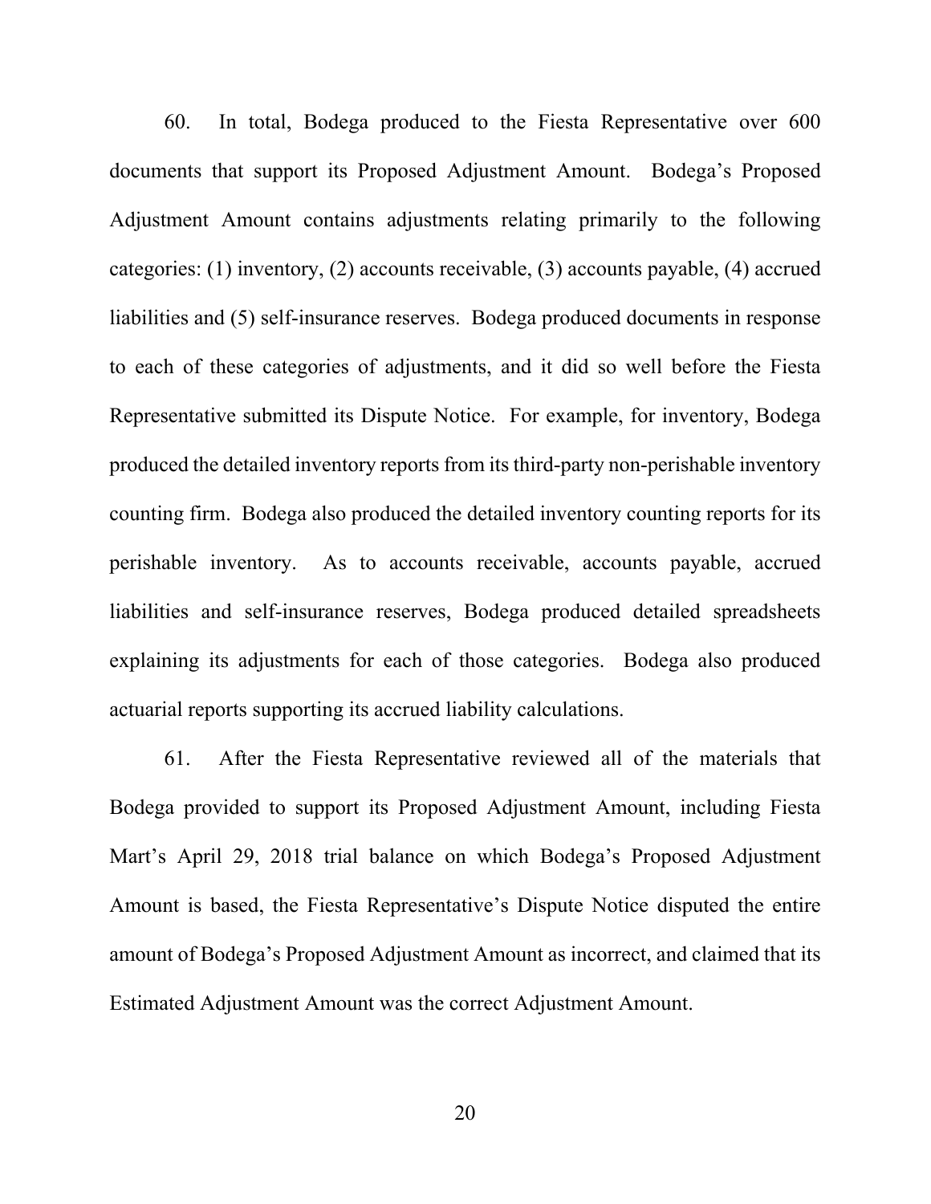60. In total, Bodega produced to the Fiesta Representative over 600 documents that support its Proposed Adjustment Amount. Bodega's Proposed Adjustment Amount contains adjustments relating primarily to the following categories: (1) inventory, (2) accounts receivable, (3) accounts payable, (4) accrued liabilities and (5) self-insurance reserves. Bodega produced documents in response to each of these categories of adjustments, and it did so well before the Fiesta Representative submitted its Dispute Notice. For example, for inventory, Bodega produced the detailed inventory reports from its third-party non-perishable inventory counting firm. Bodega also produced the detailed inventory counting reports for its perishable inventory. As to accounts receivable, accounts payable, accrued liabilities and self-insurance reserves, Bodega produced detailed spreadsheets explaining its adjustments for each of those categories. Bodega also produced actuarial reports supporting its accrued liability calculations.

61. After the Fiesta Representative reviewed all of the materials that Bodega provided to support its Proposed Adjustment Amount, including Fiesta Mart's April 29, 2018 trial balance on which Bodega's Proposed Adjustment Amount is based, the Fiesta Representative's Dispute Notice disputed the entire amount of Bodega's Proposed Adjustment Amount as incorrect, and claimed that its Estimated Adjustment Amount was the correct Adjustment Amount.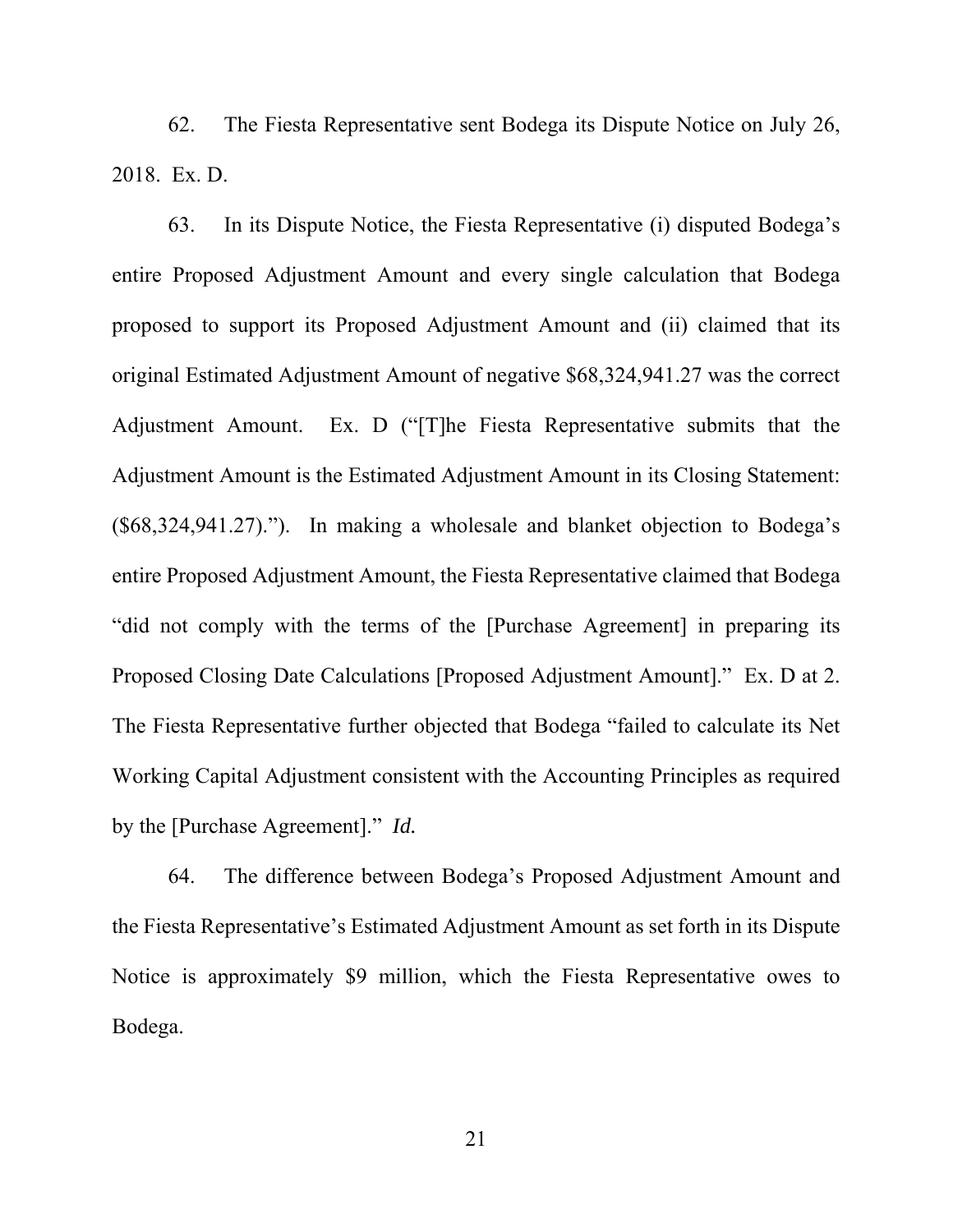62. The Fiesta Representative sent Bodega its Dispute Notice on July 26, 2018. Ex. D.

63. In its Dispute Notice, the Fiesta Representative (i) disputed Bodega's entire Proposed Adjustment Amount and every single calculation that Bodega proposed to support its Proposed Adjustment Amount and (ii) claimed that its original Estimated Adjustment Amount of negative $68,324,941.27 was the correct Adjustment Amount. Ex. D ("[T]he Fiesta Representative submits that the Adjustment Amount is the Estimated Adjustment Amount in its Closing Statement: ($68,324,941.27)."). In making a wholesale and blanket objection to Bodega's entire Proposed Adjustment Amount, the Fiesta Representative claimed that Bodega "did not comply with the terms of the [Purchase Agreement] in preparing its Proposed Closing Date Calculations [Proposed Adjustment Amount]." Ex. D at 2. The Fiesta Representative further objected that Bodega "failed to calculate its Net Working Capital Adjustment consistent with the Accounting Principles as required by the [Purchase Agreement]." *Id.*

64. The difference between Bodega's Proposed Adjustment Amount and the Fiesta Representative's Estimated Adjustment Amount as set forth in its Dispute Notice is approximately $9 million, which the Fiesta Representative owes to Bodega.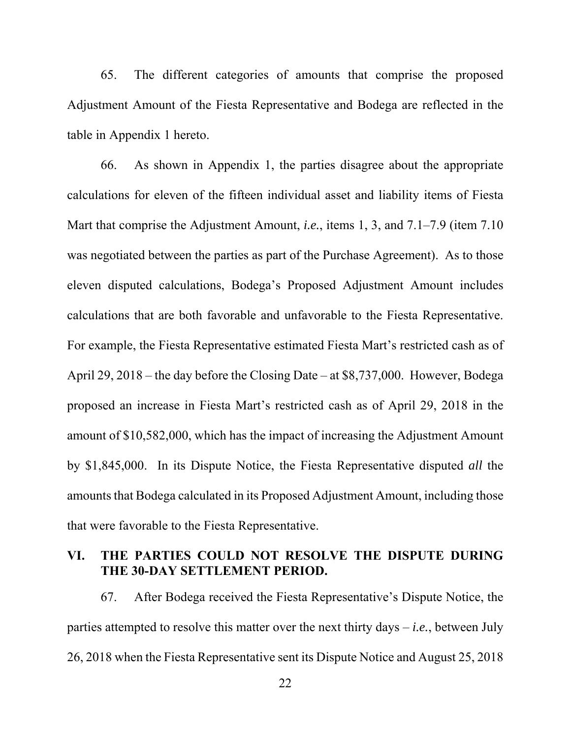65. The different categories of amounts that comprise the proposed Adjustment Amount of the Fiesta Representative and Bodega are reflected in the table in Appendix 1 hereto.

66. As shown in Appendix 1, the parties disagree about the appropriate calculations for eleven of the fifteen individual asset and liability items of Fiesta Mart that comprise the Adjustment Amount, *i.e.*, items 1, 3, and 7.1–7.9 (item 7.10 was negotiated between the parties as part of the Purchase Agreement). As to those eleven disputed calculations, Bodega's Proposed Adjustment Amount includes calculations that are both favorable and unfavorable to the Fiesta Representative. For example, the Fiesta Representative estimated Fiesta Mart's restricted cash as of April 29, 2018 – the day before the Closing Date – at $8,737,000. However, Bodega proposed an increase in Fiesta Mart's restricted cash as of April 29, 2018 in the amount of $10,582,000, which has the impact of increasing the Adjustment Amount by $1,845,000. In its Dispute Notice, the Fiesta Representative disputed *all* the amounts that Bodega calculated in its Proposed Adjustment Amount, including those that were favorable to the Fiesta Representative.

## VI. THE PARTIES COULD NOT RESOLVE THE DISPUTE DURING THE 30-DAY SETTLEMENT PERIOD.

67. After Bodega received the Fiesta Representative's Dispute Notice, the parties attempted to resolve this matter over the next thirty days – *i.e.*, between July 26, 2018 when the Fiesta Representative sent its Dispute Notice and August 25, 2018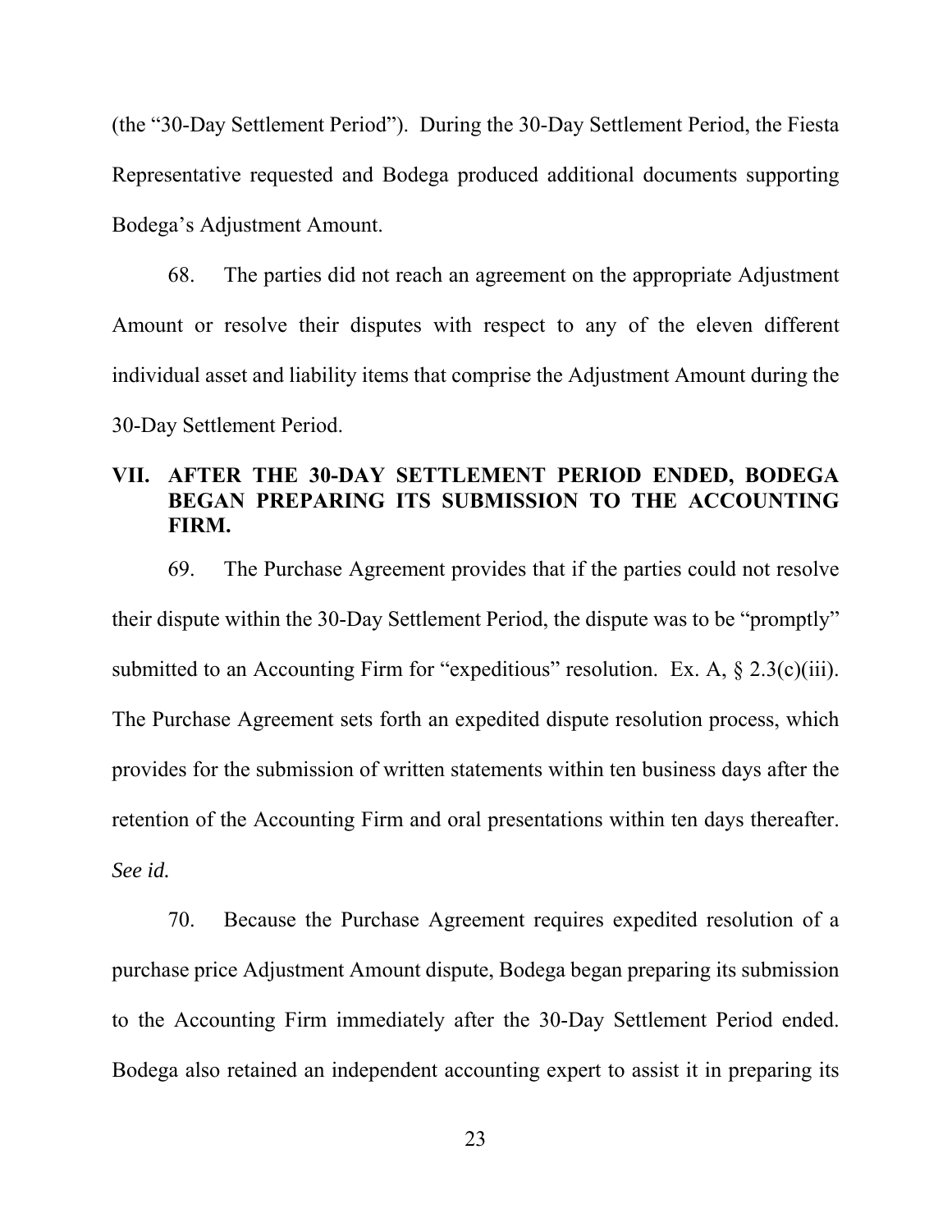(the "30-Day Settlement Period"). During the 30-Day Settlement Period, the Fiesta Representative requested and Bodega produced additional documents supporting Bodega's Adjustment Amount.

68. The parties did not reach an agreement on the appropriate Adjustment Amount or resolve their disputes with respect to any of the eleven different individual asset and liability items that comprise the Adjustment Amount during the 30-Day Settlement Period.

## VII. AFTER THE 30-DAY SETTLEMENT PERIOD ENDED, BODEGA BEGAN PREPARING ITS SUBMISSION TO THE ACCOUNTING FIRM.

69. The Purchase Agreement provides that if the parties could not resolve their dispute within the 30-Day Settlement Period, the dispute was to be "promptly" submitted to an Accounting Firm for "expeditious" resolution. Ex. A, § 2.3(c)(iii). The Purchase Agreement sets forth an expedited dispute resolution process, which provides for the submission of written statements within ten business days after the retention of the Accounting Firm and oral presentations within ten days thereafter. *See id.*

70. Because the Purchase Agreement requires expedited resolution of a purchase price Adjustment Amount dispute, Bodega began preparing its submission to the Accounting Firm immediately after the 30-Day Settlement Period ended. Bodega also retained an independent accounting expert to assist it in preparing its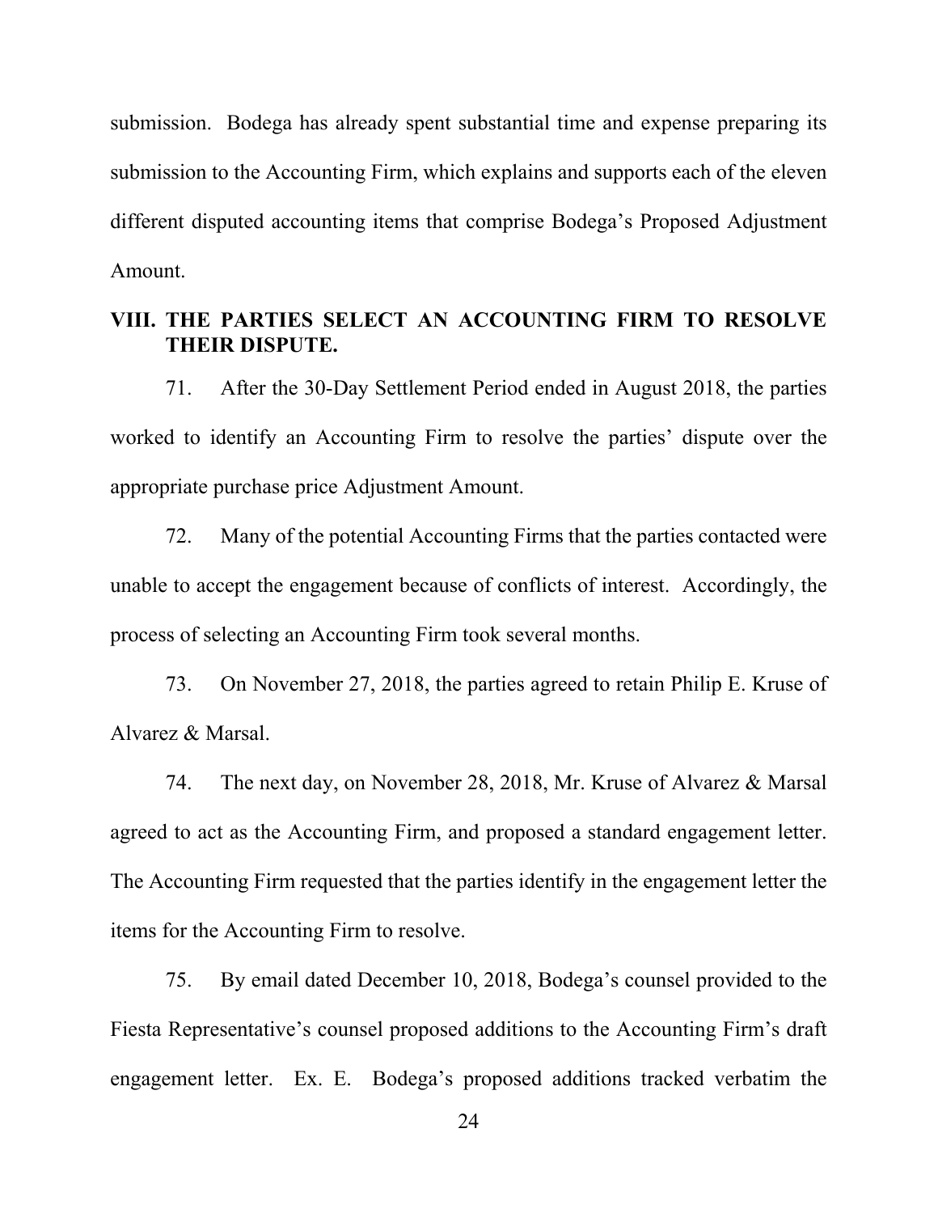submission. Bodega has already spent substantial time and expense preparing its submission to the Accounting Firm, which explains and supports each of the eleven different disputed accounting items that comprise Bodega's Proposed Adjustment Amount.

## VIII. THE PARTIES SELECT AN ACCOUNTING FIRM TO RESOLVE THEIR DISPUTE.

71. After the 30-Day Settlement Period ended in August 2018, the parties worked to identify an Accounting Firm to resolve the parties' dispute over the appropriate purchase price Adjustment Amount.

72. Many of the potential Accounting Firms that the parties contacted were unable to accept the engagement because of conflicts of interest. Accordingly, the process of selecting an Accounting Firm took several months.

73. On November 27, 2018, the parties agreed to retain Philip E. Kruse of Alvarez & Marsal.

74. The next day, on November 28, 2018, Mr. Kruse of Alvarez & Marsal agreed to act as the Accounting Firm, and proposed a standard engagement letter. The Accounting Firm requested that the parties identify in the engagement letter the items for the Accounting Firm to resolve.

75. By email dated December 10, 2018, Bodega's counsel provided to the Fiesta Representative's counsel proposed additions to the Accounting Firm's draft engagement letter. Ex. E. Bodega's proposed additions tracked verbatim the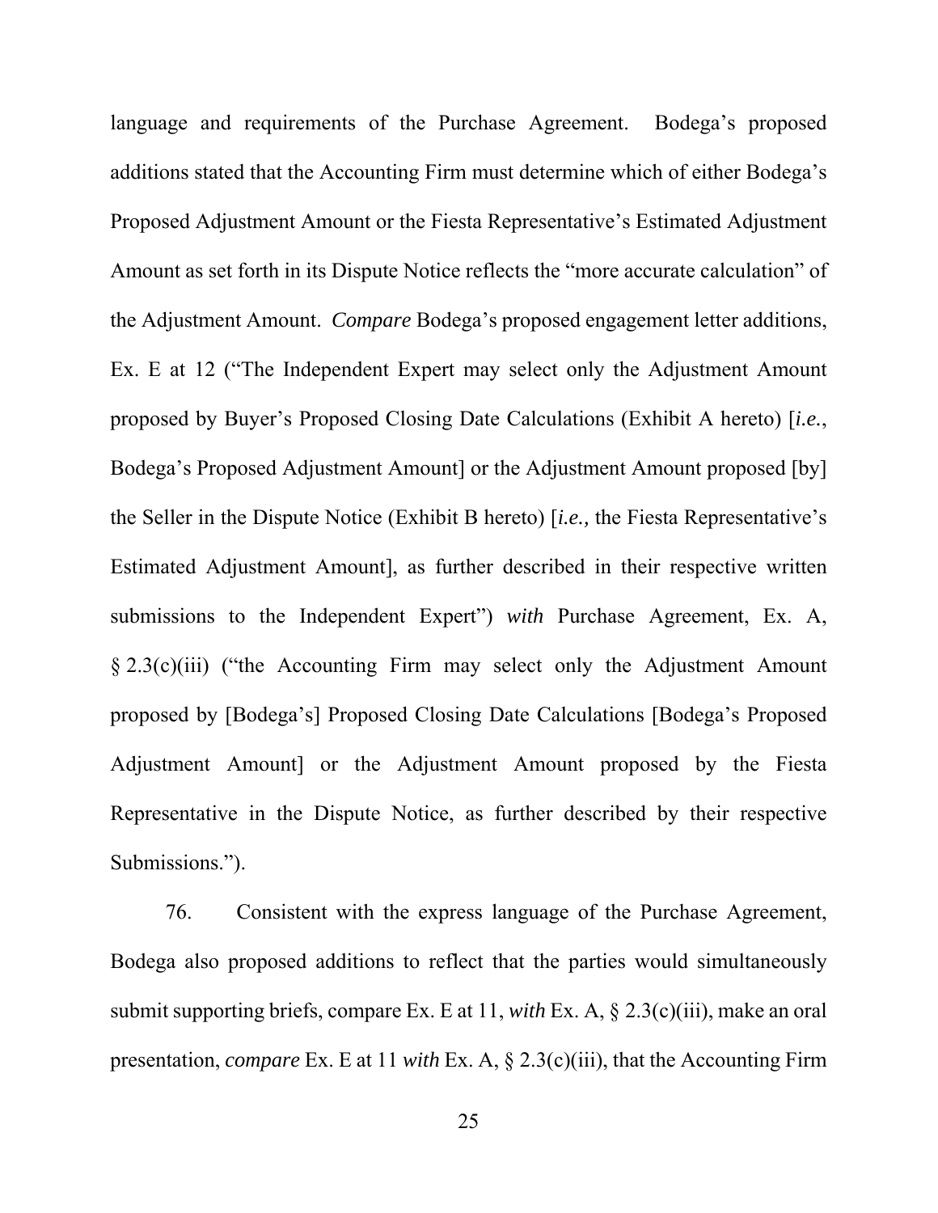language and requirements of the Purchase Agreement. Bodega's proposed additions stated that the Accounting Firm must determine which of either Bodega's Proposed Adjustment Amount or the Fiesta Representative's Estimated Adjustment Amount as set forth in its Dispute Notice reflects the "more accurate calculation" of the Adjustment Amount. *Compare* Bodega's proposed engagement letter additions, Ex. E at 12 ("The Independent Expert may select only the Adjustment Amount proposed by Buyer's Proposed Closing Date Calculations (Exhibit A hereto) [*i.e.*, Bodega's Proposed Adjustment Amount] or the Adjustment Amount proposed [by] the Seller in the Dispute Notice (Exhibit B hereto) [*i.e.,* the Fiesta Representative's Estimated Adjustment Amount], as further described in their respective written submissions to the Independent Expert") *with* Purchase Agreement, Ex. A, § 2.3(c)(iii) ("the Accounting Firm may select only the Adjustment Amount proposed by [Bodega's] Proposed Closing Date Calculations [Bodega's Proposed Adjustment Amount] or the Adjustment Amount proposed by the Fiesta Representative in the Dispute Notice, as further described by their respective Submissions.").

76. Consistent with the express language of the Purchase Agreement, Bodega also proposed additions to reflect that the parties would simultaneously submit supporting briefs, compare Ex. E at 11, *with* Ex. A, § 2.3(c)(iii), make an oral presentation, *compare* Ex. E at 11 *with* Ex. A, § 2.3(c)(iii), that the Accounting Firm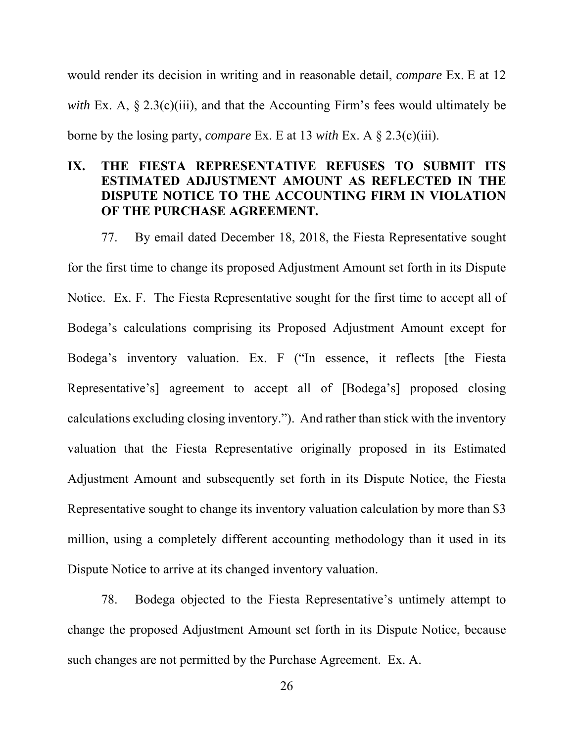would render its decision in writing and in reasonable detail, *compare* Ex. E at 12 *with* Ex. A, § 2.3(c)(iii), and that the Accounting Firm's fees would ultimately be borne by the losing party, *compare* Ex. E at 13 *with* Ex. A § 2.3(c)(iii).

## IX. THE FIESTA REPRESENTATIVE REFUSES TO SUBMIT ITS ESTIMATED ADJUSTMENT AMOUNT AS REFLECTED IN THE DISPUTE NOTICE TO THE ACCOUNTING FIRM IN VIOLATION OF THE PURCHASE AGREEMENT.

77. By email dated December 18, 2018, the Fiesta Representative sought for the first time to change its proposed Adjustment Amount set forth in its Dispute Notice. Ex. F. The Fiesta Representative sought for the first time to accept all of Bodega's calculations comprising its Proposed Adjustment Amount except for Bodega's inventory valuation. Ex. F ("In essence, it reflects [the Fiesta Representative's] agreement to accept all of [Bodega's] proposed closing calculations excluding closing inventory."). And rather than stick with the inventory valuation that the Fiesta Representative originally proposed in its Estimated Adjustment Amount and subsequently set forth in its Dispute Notice, the Fiesta Representative sought to change its inventory valuation calculation by more than $3 million, using a completely different accounting methodology than it used in its Dispute Notice to arrive at its changed inventory valuation.

78. Bodega objected to the Fiesta Representative's untimely attempt to change the proposed Adjustment Amount set forth in its Dispute Notice, because such changes are not permitted by the Purchase Agreement. Ex. A.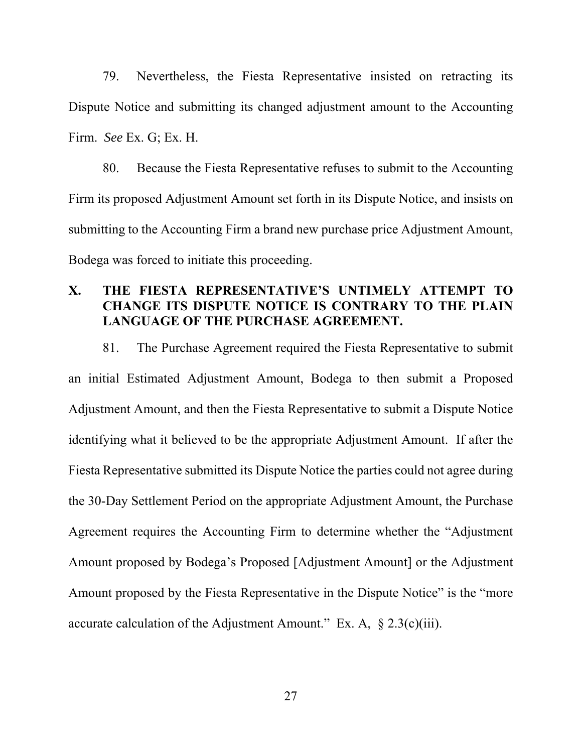79. Nevertheless, the Fiesta Representative insisted on retracting its Dispute Notice and submitting its changed adjustment amount to the Accounting Firm. *See* Ex. G; Ex. H.

80. Because the Fiesta Representative refuses to submit to the Accounting Firm its proposed Adjustment Amount set forth in its Dispute Notice, and insists on submitting to the Accounting Firm a brand new purchase price Adjustment Amount, Bodega was forced to initiate this proceeding.

## X. THE FIESTA REPRESENTATIVE'S UNTIMELY ATTEMPT TO CHANGE ITS DISPUTE NOTICE IS CONTRARY TO THE PLAIN LANGUAGE OF THE PURCHASE AGREEMENT.

81. The Purchase Agreement required the Fiesta Representative to submit an initial Estimated Adjustment Amount, Bodega to then submit a Proposed Adjustment Amount, and then the Fiesta Representative to submit a Dispute Notice identifying what it believed to be the appropriate Adjustment Amount. If after the Fiesta Representative submitted its Dispute Notice the parties could not agree during the 30-Day Settlement Period on the appropriate Adjustment Amount, the Purchase Agreement requires the Accounting Firm to determine whether the "Adjustment Amount proposed by Bodega's Proposed [Adjustment Amount] or the Adjustment Amount proposed by the Fiesta Representative in the Dispute Notice" is the "more accurate calculation of the Adjustment Amount." Ex. A, § 2.3(c)(iii).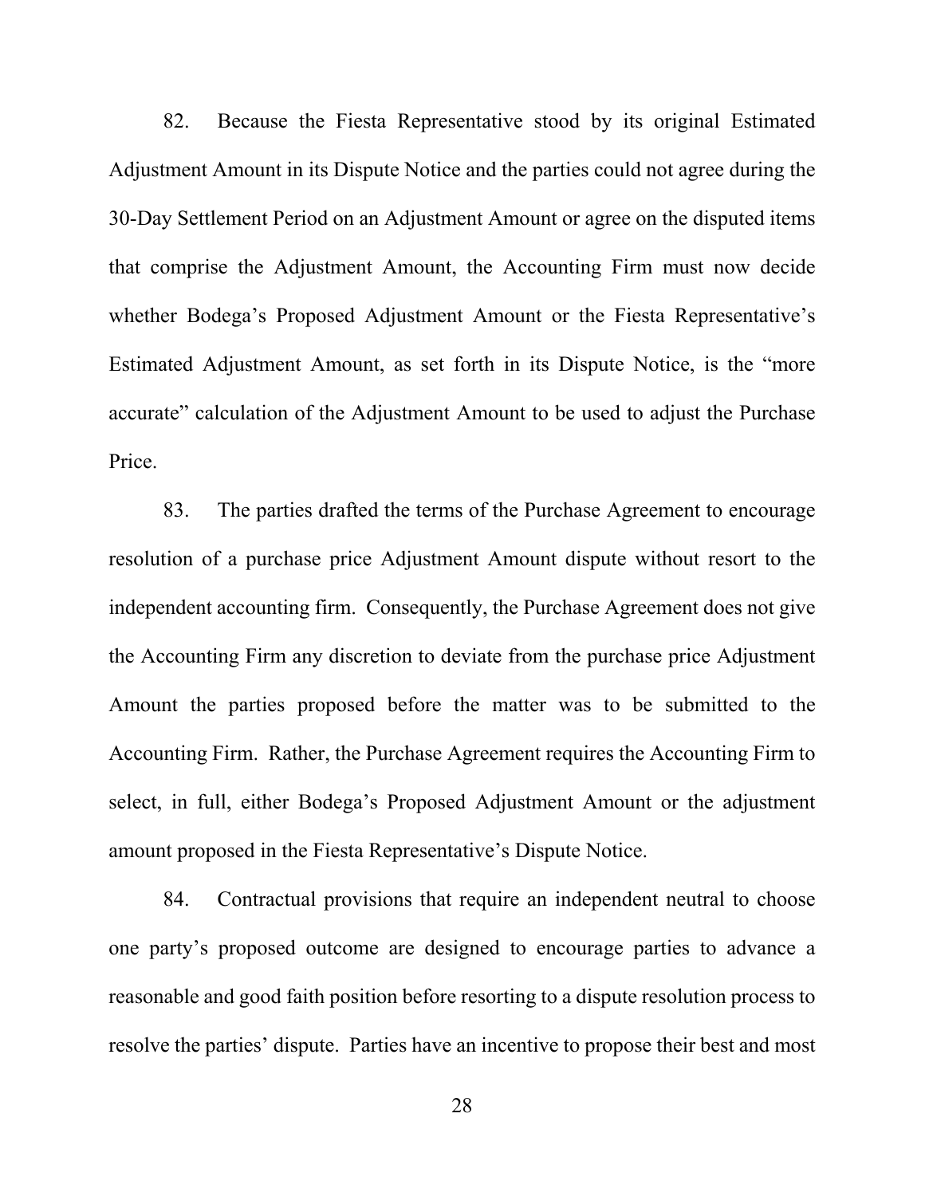82. Because the Fiesta Representative stood by its original Estimated Adjustment Amount in its Dispute Notice and the parties could not agree during the 30-Day Settlement Period on an Adjustment Amount or agree on the disputed items that comprise the Adjustment Amount, the Accounting Firm must now decide whether Bodega's Proposed Adjustment Amount or the Fiesta Representative's Estimated Adjustment Amount, as set forth in its Dispute Notice, is the "more accurate" calculation of the Adjustment Amount to be used to adjust the Purchase Price.

83. The parties drafted the terms of the Purchase Agreement to encourage resolution of a purchase price Adjustment Amount dispute without resort to the independent accounting firm. Consequently, the Purchase Agreement does not give the Accounting Firm any discretion to deviate from the purchase price Adjustment Amount the parties proposed before the matter was to be submitted to the Accounting Firm. Rather, the Purchase Agreement requires the Accounting Firm to select, in full, either Bodega's Proposed Adjustment Amount or the adjustment amount proposed in the Fiesta Representative's Dispute Notice.

84. Contractual provisions that require an independent neutral to choose one party's proposed outcome are designed to encourage parties to advance a reasonable and good faith position before resorting to a dispute resolution process to resolve the parties' dispute. Parties have an incentive to propose their best and most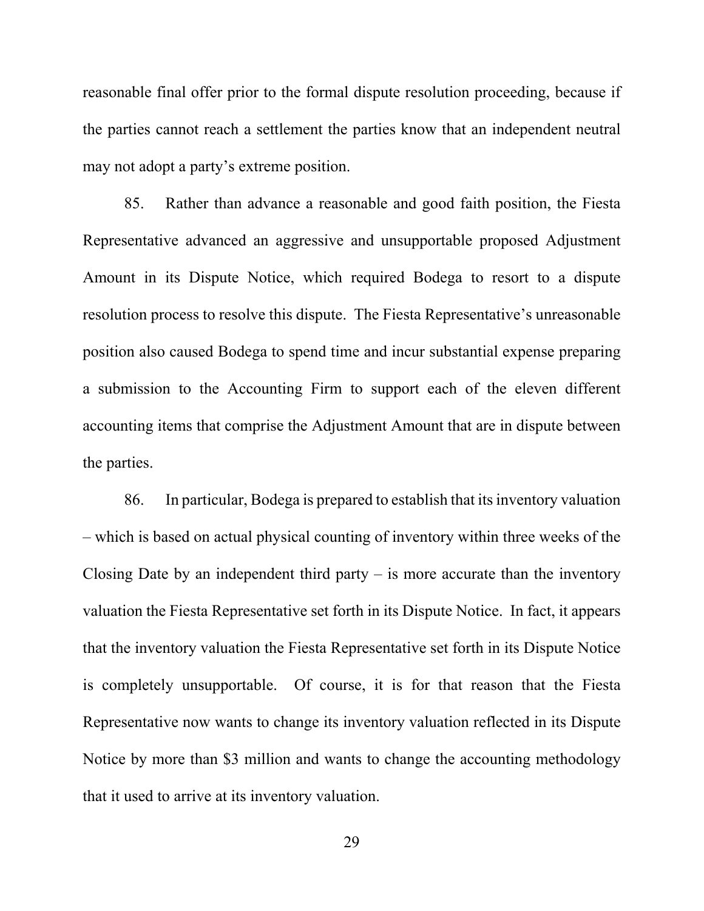reasonable final offer prior to the formal dispute resolution proceeding, because if the parties cannot reach a settlement the parties know that an independent neutral may not adopt a party's extreme position.

85. Rather than advance a reasonable and good faith position, the Fiesta Representative advanced an aggressive and unsupportable proposed Adjustment Amount in its Dispute Notice, which required Bodega to resort to a dispute resolution process to resolve this dispute. The Fiesta Representative's unreasonable position also caused Bodega to spend time and incur substantial expense preparing a submission to the Accounting Firm to support each of the eleven different accounting items that comprise the Adjustment Amount that are in dispute between the parties.

86. In particular, Bodega is prepared to establish that its inventory valuation – which is based on actual physical counting of inventory within three weeks of the Closing Date by an independent third party – is more accurate than the inventory valuation the Fiesta Representative set forth in its Dispute Notice. In fact, it appears that the inventory valuation the Fiesta Representative set forth in its Dispute Notice is completely unsupportable. Of course, it is for that reason that the Fiesta Representative now wants to change its inventory valuation reflected in its Dispute Notice by more than $3 million and wants to change the accounting methodology that it used to arrive at its inventory valuation.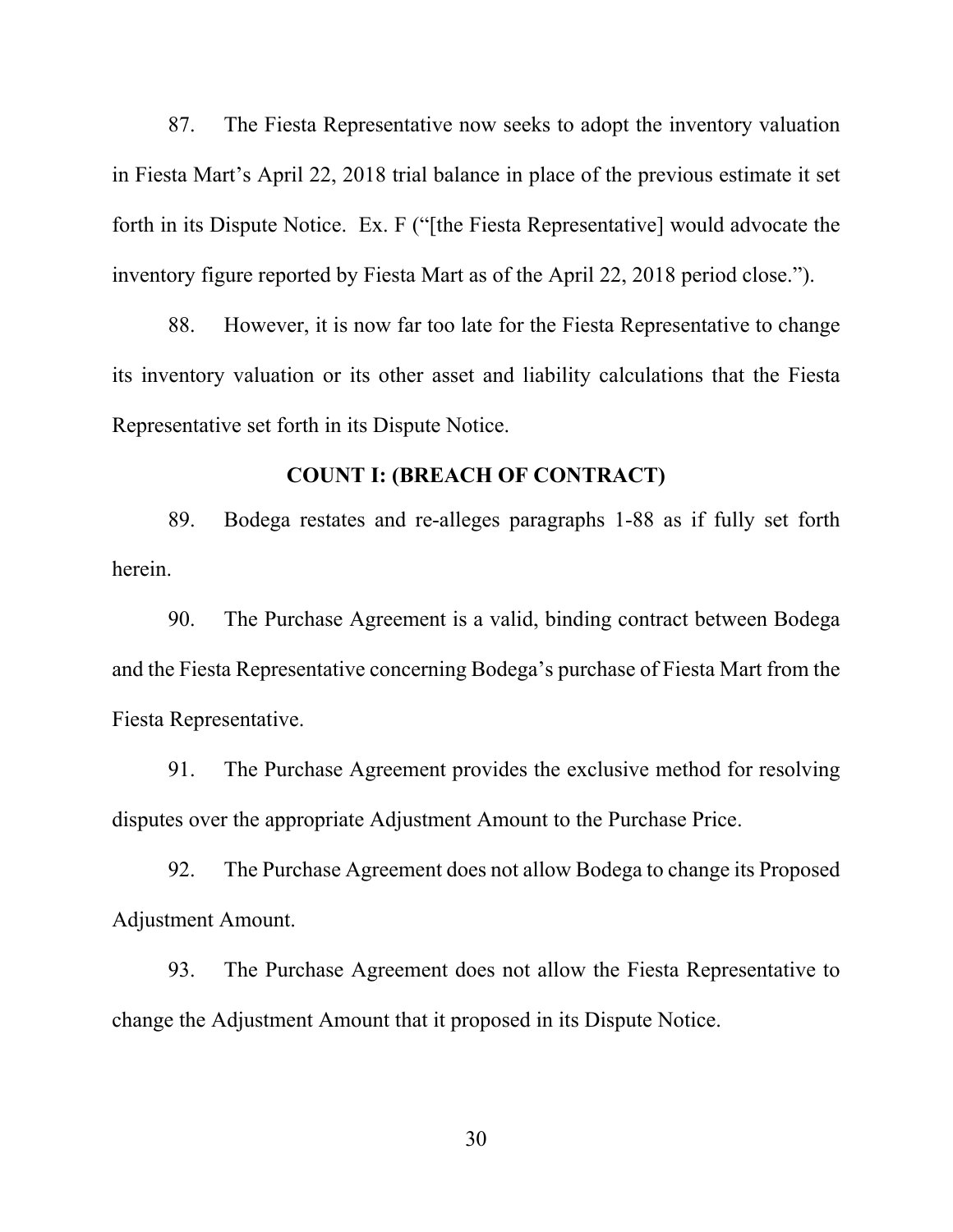87. The Fiesta Representative now seeks to adopt the inventory valuation in Fiesta Mart's April 22, 2018 trial balance in place of the previous estimate it set forth in its Dispute Notice. Ex. F ("[the Fiesta Representative] would advocate the inventory figure reported by Fiesta Mart as of the April 22, 2018 period close.").

88. However, it is now far too late for the Fiesta Representative to change its inventory valuation or its other asset and liability calculations that the Fiesta Representative set forth in its Dispute Notice.

### COUNT I: (BREACH OF CONTRACT)

89. Bodega restates and re-alleges paragraphs 1-88 as if fully set forth herein.

90. The Purchase Agreement is a valid, binding contract between Bodega and the Fiesta Representative concerning Bodega's purchase of Fiesta Mart from the Fiesta Representative.

91. The Purchase Agreement provides the exclusive method for resolving disputes over the appropriate Adjustment Amount to the Purchase Price.

92. The Purchase Agreement does not allow Bodega to change its Proposed Adjustment Amount.

93. The Purchase Agreement does not allow the Fiesta Representative to change the Adjustment Amount that it proposed in its Dispute Notice.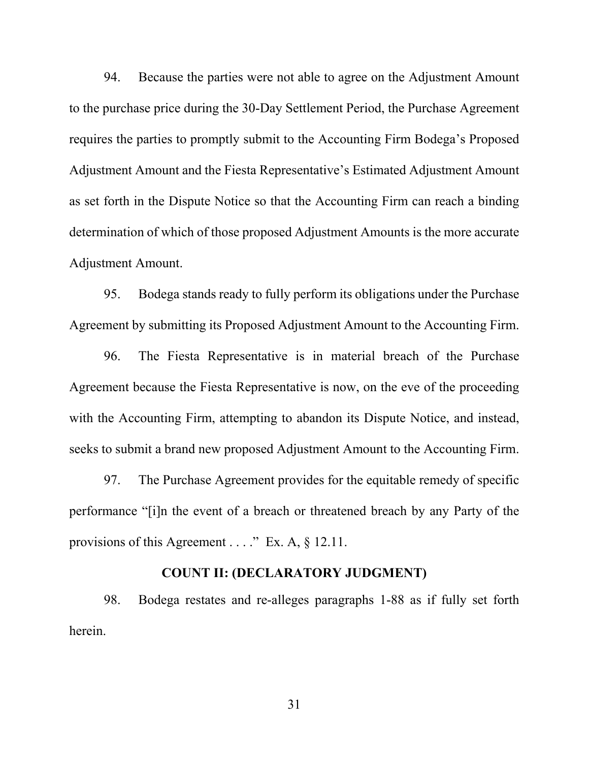94. Because the parties were not able to agree on the Adjustment Amount to the purchase price during the 30-Day Settlement Period, the Purchase Agreement requires the parties to promptly submit to the Accounting Firm Bodega's Proposed Adjustment Amount and the Fiesta Representative's Estimated Adjustment Amount as set forth in the Dispute Notice so that the Accounting Firm can reach a binding determination of which of those proposed Adjustment Amounts is the more accurate Adjustment Amount.

95. Bodega stands ready to fully perform its obligations under the Purchase Agreement by submitting its Proposed Adjustment Amount to the Accounting Firm.

96. The Fiesta Representative is in material breach of the Purchase Agreement because the Fiesta Representative is now, on the eve of the proceeding with the Accounting Firm, attempting to abandon its Dispute Notice, and instead, seeks to submit a brand new proposed Adjustment Amount to the Accounting Firm.

97. The Purchase Agreement provides for the equitable remedy of specific performance "[i]n the event of a breach or threatened breach by any Party of the provisions of this Agreement . . . ." Ex. A, § 12.11.

**COUNT II: (DECLARATORY JUDGMENT)**

98. Bodega restates and re-alleges paragraphs 1-88 as if fully set forth herein.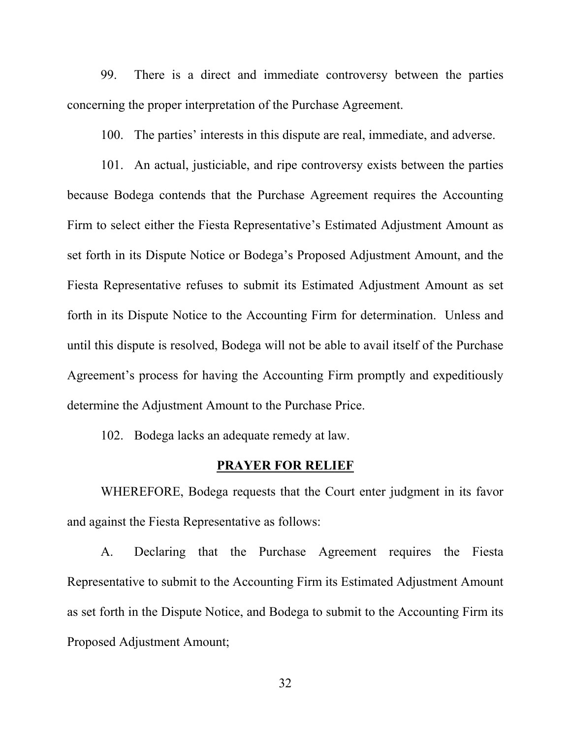99. There is a direct and immediate controversy between the parties concerning the proper interpretation of the Purchase Agreement.

100. The parties' interests in this dispute are real, immediate, and adverse.

101. An actual, justiciable, and ripe controversy exists between the parties because Bodega contends that the Purchase Agreement requires the Accounting Firm to select either the Fiesta Representative's Estimated Adjustment Amount as set forth in its Dispute Notice or Bodega's Proposed Adjustment Amount, and the Fiesta Representative refuses to submit its Estimated Adjustment Amount as set forth in its Dispute Notice to the Accounting Firm for determination. Unless and until this dispute is resolved, Bodega will not be able to avail itself of the Purchase Agreement's process for having the Accounting Firm promptly and expeditiously determine the Adjustment Amount to the Purchase Price.

102. Bodega lacks an adequate remedy at law.

## PRAYER FOR RELIEF

WHEREFORE, Bodega requests that the Court enter judgment in its favor and against the Fiesta Representative as follows:

A. Declaring that the Purchase Agreement requires the Fiesta Representative to submit to the Accounting Firm its Estimated Adjustment Amount as set forth in the Dispute Notice, and Bodega to submit to the Accounting Firm its Proposed Adjustment Amount;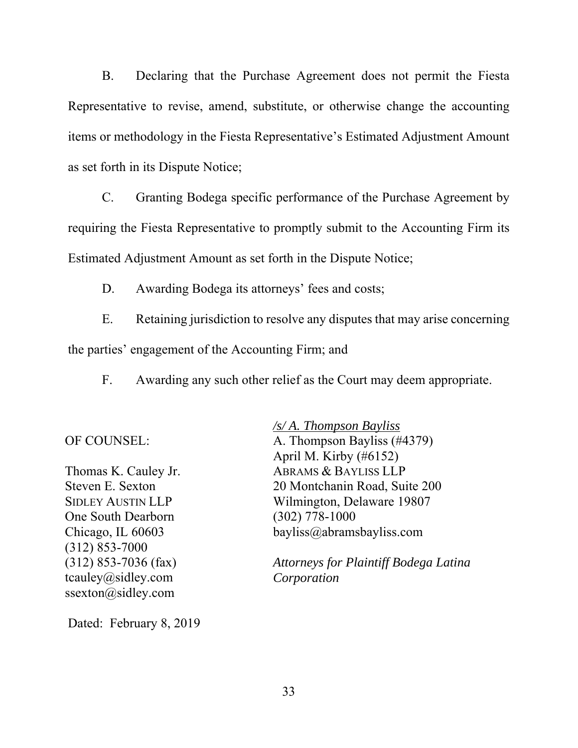B. Declaring that the Purchase Agreement does not permit the Fiesta Representative to revise, amend, substitute, or otherwise change the accounting items or methodology in the Fiesta Representative's Estimated Adjustment Amount as set forth in its Dispute Notice;

C. Granting Bodega specific performance of the Purchase Agreement by requiring the Fiesta Representative to promptly submit to the Accounting Firm its Estimated Adjustment Amount as set forth in the Dispute Notice;

D. Awarding Bodega its attorneys' fees and costs;

E. Retaining jurisdiction to resolve any disputes that may arise concerning the parties' engagement of the Accounting Firm; and

F. Awarding any such other relief as the Court may deem appropriate.

/s/ A. Thompson Bayliss
A. Thompson Bayliss (#4379)
April M. Kirby (#6152)
ABRAMS & BAYLISS LLP
20 Montchanin Road, Suite 200
Wilmington, Delaware 19807
(302) 778-1000
bayliss@abramsbayliss.com

*Attorneys for Plaintiff Bodega Latina Corporation*

OF COUNSEL:

Thomas K. Cauley Jr.
Steven E. Sexton
SIDLEY AUSTIN LLP
One South Dearborn
Chicago, IL 60603
(312) 853-7000
(312) 853-7036 (fax)
tcauley@sidley.com
ssexton@sidley.com

Dated: February 8, 2019